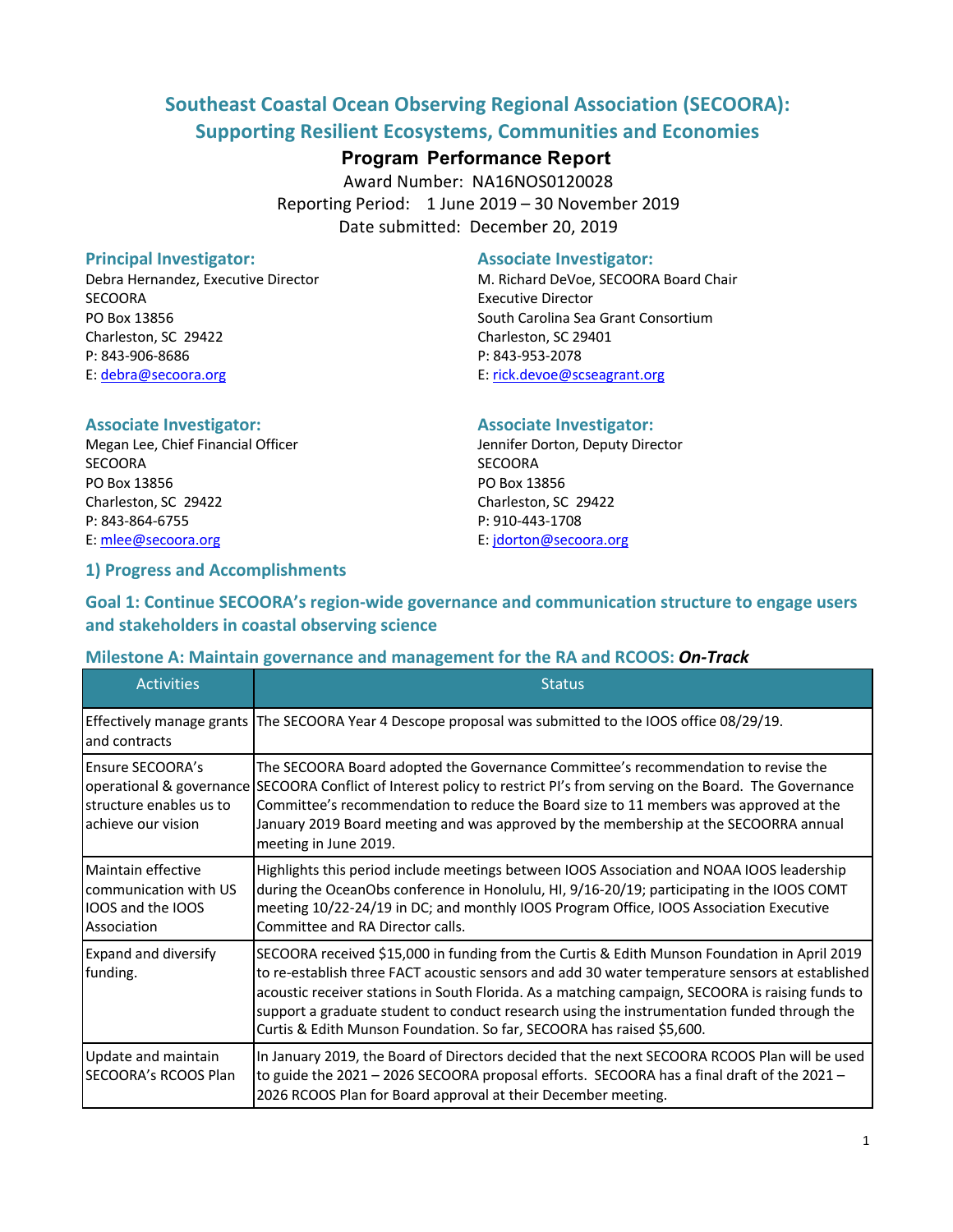# Southeast Coastal Ocean Observing Regional Association (SECOORA): Supporting Resilient Ecosystems, Communities and Economies

## Program Performance Report

Award Number: NA16NOS0120028

Reporting Period: 1 June 2019 – 30 November 2019

Date submitted: December 20, 2019

### Principal Investigator:

Debra Hernandez, Executive Director
SECOORA
PO Box 13856
Charleston, SC 29422
P: 843-906-8686
E: debra@secoora.org

### Associate Investigator:

M. Richard DeVoe, SECOORA Board Chair
Executive Director
South Carolina Sea Grant Consortium
Charleston, SC 29401
P: 843-953-2078
E: rick.devoe@scseagrant.org

### Associate Investigator:

Megan Lee, Chief Financial Officer
SECOORA
PO Box 13856
Charleston, SC 29422
P: 843-864-6755
E: mlee@secoora.org

### Associate Investigator:

Jennifer Dorton, Deputy Director
SECOORA
PO Box 13856
Charleston, SC 29422
P: 910-443-1708
E: jdorton@secoora.org

## 1) Progress and Accomplishments

## Goal 1: Continue SECOORA's region-wide governance and communication structure to engage users and stakeholders in coastal observing science

### Milestone A: Maintain governance and management for the RA and RCOOS: *On-Track*

| Activities | Status |
|---|---|
| Effectively manage grants and contracts | The SECOORA Year 4 Descope proposal was submitted to the IOOS office 08/29/19. |
| Ensure SECOORA's operational & governance structure enables us to achieve our vision | The SECOORA Board adopted the Governance Committee's recommendation to revise the SECOORA Conflict of Interest policy to restrict PI's from serving on the Board. The Governance Committee's recommendation to reduce the Board size to 11 members was approved at the January 2019 Board meeting and was approved by the membership at the SECOORRA annual meeting in June 2019. |
| Maintain effective communication with US IOOS and the IOOS Association | Highlights this period include meetings between IOOS Association and NOAA IOOS leadership during the OceanObs conference in Honolulu, HI, 9/16-20/19; participating in the IOOS COMT meeting 10/22-24/19 in DC; and monthly IOOS Program Office, IOOS Association Executive Committee and RA Director calls. |
| Expand and diversify funding. | SECOORA received $15,000 in funding from the Curtis & Edith Munson Foundation in April 2019 to re-establish three FACT acoustic sensors and add 30 water temperature sensors at established acoustic receiver stations in South Florida. As a matching campaign, SECOORA is raising funds to support a graduate student to conduct research using the instrumentation funded through the Curtis & Edith Munson Foundation. So far, SECOORA has raised $5,600. |
| Update and maintain SECOORA's RCOOS Plan | In January 2019, the Board of Directors decided that the next SECOORA RCOOS Plan will be used to guide the 2021 – 2026 SECOORA proposal efforts. SECOORA has a final draft of the 2021 – 2026 RCOOS Plan for Board approval at their December meeting. |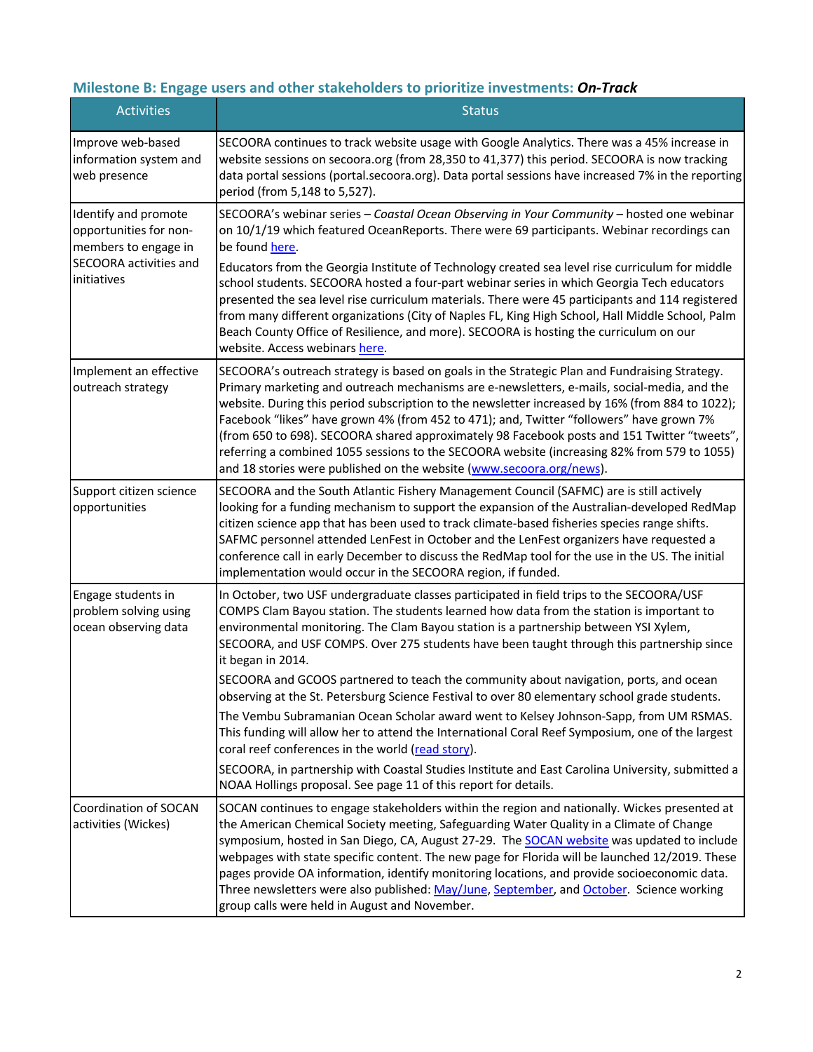## Milestone B: Engage users and other stakeholders to prioritize investments: *On-Track*

| Activities | Status |
|---|---|
| Improve web-based information system and web presence | SECOORA continues to track website usage with Google Analytics. There was a 45% increase in website sessions on secoora.org (from 28,350 to 41,377) this period. SECOORA is now tracking data portal sessions (portal.secoora.org). Data portal sessions have increased 7% in the reporting period (from 5,148 to 5,527). |
| Identify and promote opportunities for non-members to engage in SECOORA activities and initiatives | SECOORA's webinar series – *Coastal Ocean Observing in Your Community* – hosted one webinar on 10/1/19 which featured OceanReports. There were 69 participants. Webinar recordings can be found here.<br><br>Educators from the Georgia Institute of Technology created sea level rise curriculum for middle school students. SECOORA hosted a four-part webinar series in which Georgia Tech educators presented the sea level rise curriculum materials. There were 45 participants and 114 registered from many different organizations (City of Naples FL, King High School, Hall Middle School, Palm Beach County Office of Resilience, and more). SECOORA is hosting the curriculum on our website. Access webinars here. |
| Implement an effective outreach strategy | SECOORA's outreach strategy is based on goals in the Strategic Plan and Fundraising Strategy. Primary marketing and outreach mechanisms are e-newsletters, e-mails, social-media, and the website. During this period subscription to the newsletter increased by 16% (from 884 to 1022); Facebook "likes" have grown 4% (from 452 to 471); and, Twitter "followers" have grown 7% (from 650 to 698). SECOORA shared approximately 98 Facebook posts and 151 Twitter "tweets", referring a combined 1055 sessions to the SECOORA website (increasing 82% from 579 to 1055) and 18 stories were published on the website (www.secoora.org/news). |
| Support citizen science opportunities | SECOORA and the South Atlantic Fishery Management Council (SAFMC) are is still actively looking for a funding mechanism to support the expansion of the Australian-developed RedMap citizen science app that has been used to track climate-based fisheries species range shifts. SAFMC personnel attended LenFest in October and the LenFest organizers have requested a conference call in early December to discuss the RedMap tool for the use in the US. The initial implementation would occur in the SECOORA region, if funded. |
| Engage students in problem solving using ocean observing data | In October, two USF undergraduate classes participated in field trips to the SECOORA/USF COMPS Clam Bayou station. The students learned how data from the station is important to environmental monitoring. The Clam Bayou station is a partnership between YSI Xylem, SECOORA, and USF COMPS. Over 275 students have been taught through this partnership since it began in 2014.<br><br>SECOORA and GCOOS partnered to teach the community about navigation, ports, and ocean observing at the St. Petersburg Science Festival to over 80 elementary school grade students.<br><br>The Vembu Subramanian Ocean Scholar award went to Kelsey Johnson-Sapp, from UM RSMAS. This funding will allow her to attend the International Coral Reef Symposium, one of the largest coral reef conferences in the world (read story).<br><br>SECOORA, in partnership with Coastal Studies Institute and East Carolina University, submitted a NOAA Hollings proposal. See page 11 of this report for details. |
| Coordination of SOCAN activities (Wickes) | SOCAN continues to engage stakeholders within the region and nationally. Wickes presented at the American Chemical Society meeting, Safeguarding Water Quality in a Climate of Change symposium, hosted in San Diego, CA, August 27-29. The SOCAN website was updated to include webpages with state specific content. The new page for Florida will be launched 12/2019. These pages provide OA information, identify monitoring locations, and provide socioeconomic data. Three newsletters were also published: May/June, September, and October. Science working group calls were held in August and November. |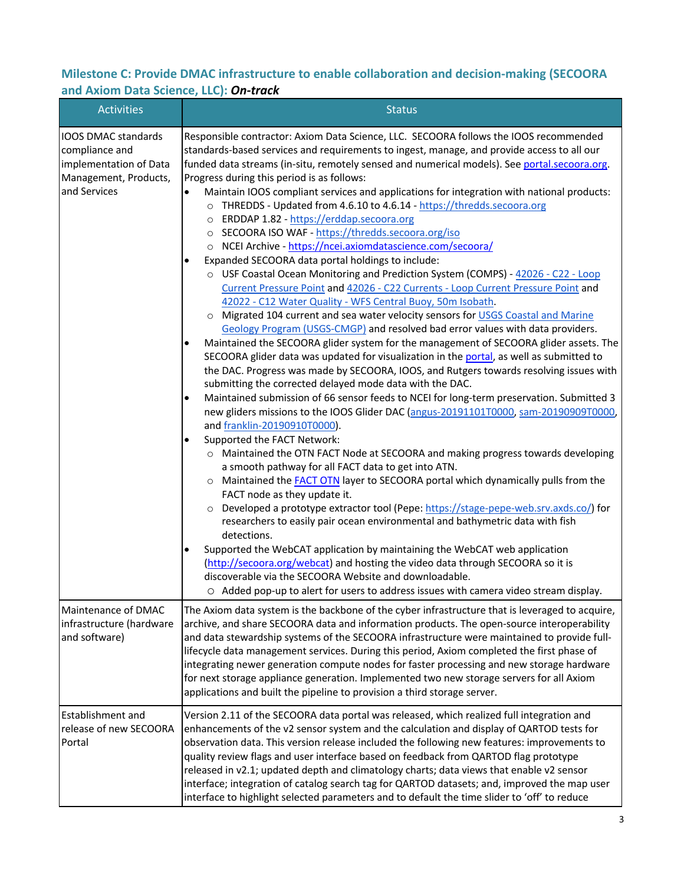### Milestone C: Provide DMAC infrastructure to enable collaboration and decision-making (SECOORA and Axiom Data Science, LLC): *On-track*

| Activities | Status |
| --- | --- |
| IOOS DMAC standards compliance and implementation of Data Management, Products, and Services | Responsible contractor: Axiom Data Science, LLC. SECOORA follows the IOOS recommended standards-based services and requirements to ingest, manage, and provide access to all our funded data streams (in-situ, remotely sensed and numerical models). See portal.secoora.org. Progress during this period is as follows:<br>• Maintain IOOS compliant services and applications for integration with national products:<br>○ THREDDS - Updated from 4.6.10 to 4.6.14 - https://thredds.secoora.org<br>○ ERDDAP 1.82 - https://erddap.secoora.org<br>○ SECOORA ISO WAF - https://thredds.secoora.org/iso<br>○ NCEI Archive - https://ncei.axiomdatascience.com/secoora/<br>• Expanded SECOORA data portal holdings to include:<br>○ USF Coastal Ocean Monitoring and Prediction System (COMPS) - 42026 - C22 - Loop Current Pressure Point and 42026 - C22 Currents - Loop Current Pressure Point and 42022 - C12 Water Quality - WFS Central Buoy, 50m Isobath.<br>○ Migrated 104 current and sea water velocity sensors for USGS Coastal and Marine Geology Program (USGS-CMGP) and resolved bad error values with data providers.<br>• Maintained the SECOORA glider system for the management of SECOORA glider assets. The SECOORA glider data was updated for visualization in the portal, as well as submitted to the DAC. Progress was made by SECOORA, IOOS, and Rutgers towards resolving issues with submitting the corrected delayed mode data with the DAC.<br>• Maintained submission of 66 sensor feeds to NCEI for long-term preservation. Submitted 3 new gliders missions to the IOOS Glider DAC (angus-20191101T0000, sam-20190909T0000, and franklin-20190910T0000).<br>• Supported the FACT Network:<br>○ Maintained the OTN FACT Node at SECOORA and making progress towards developing a smooth pathway for all FACT data to get into ATN.<br>○ Maintained the FACT OTN layer to SECOORA portal which dynamically pulls from the FACT node as they update it.<br>○ Developed a prototype extractor tool (Pepe: https://stage-pepe-web.srv.axds.co/) for researchers to easily pair ocean environmental and bathymetric data with fish detections.<br>• Supported the WebCAT application by maintaining the WebCAT web application (http://secoora.org/webcat) and hosting the video data through SECOORA so it is discoverable via the SECOORA Website and downloadable.<br>○ Added pop-up to alert for users to address issues with camera video stream display. |
| Maintenance of DMAC infrastructure (hardware and software) | The Axiom data system is the backbone of the cyber infrastructure that is leveraged to acquire, archive, and share SECOORA data and information products. The open-source interoperability and data stewardship systems of the SECOORA infrastructure were maintained to provide full-lifecycle data management services. During this period, Axiom completed the first phase of integrating newer generation compute nodes for faster processing and new storage hardware for next storage appliance generation. Implemented two new storage servers for all Axiom applications and built the pipeline to provision a third storage server. |
| Establishment and release of new SECOORA Portal | Version 2.11 of the SECOORA data portal was released, which realized full integration and enhancements of the v2 sensor system and the calculation and display of QARTOD tests for observation data. This version release included the following new features: improvements to quality review flags and user interface based on feedback from QARTOD flag prototype released in v2.1; updated depth and climatology charts; data views that enable v2 sensor interface; integration of catalog search tag for QARTOD datasets; and, improved the map user interface to highlight selected parameters and to default the time slider to 'off' to reduce |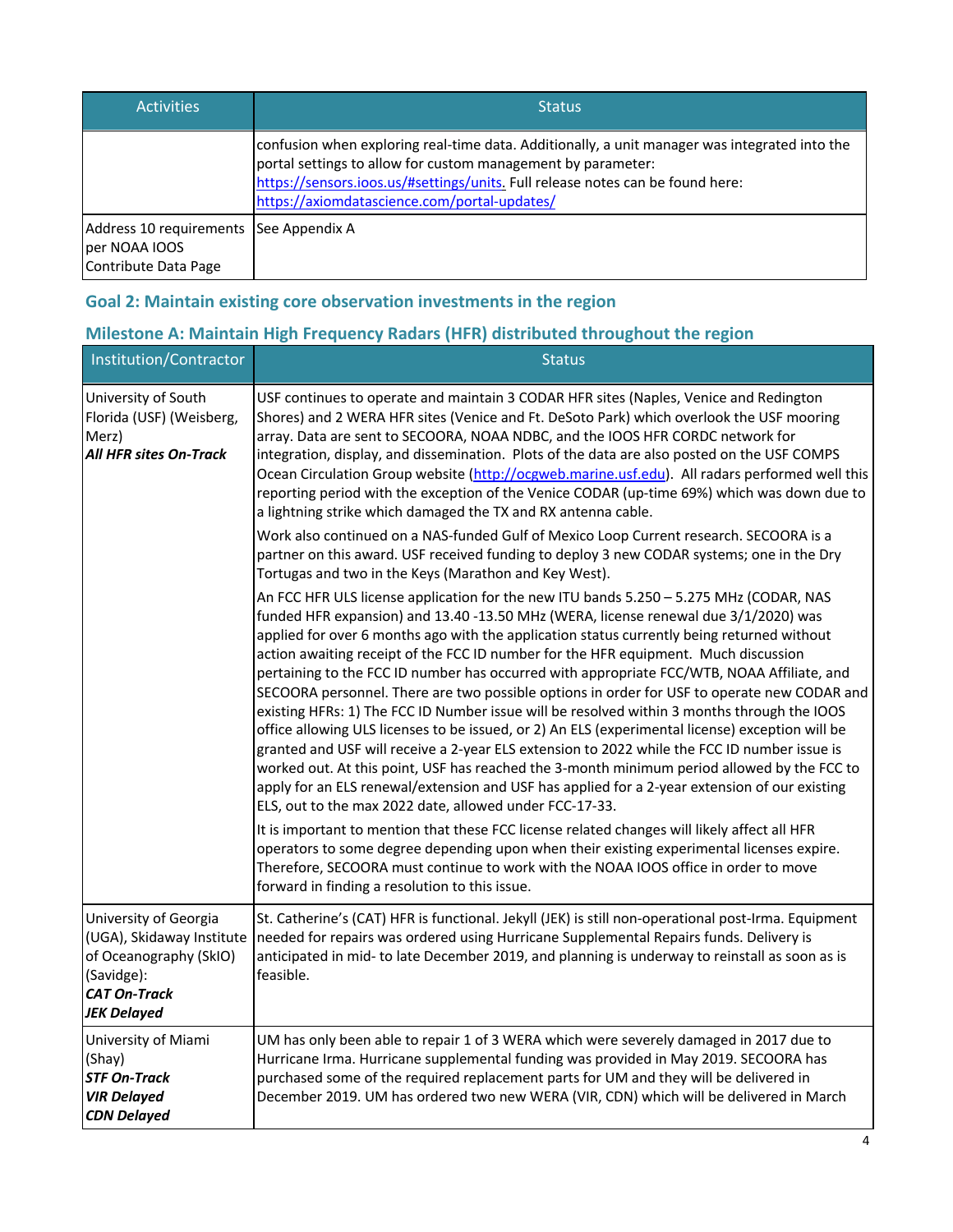| Activities | Status |
|---|---|
| | confusion when exploring real-time data. Additionally, a unit manager was integrated into the portal settings to allow for custom management by parameter: https://sensors.ioos.us/#settings/units. Full release notes can be found here: https://axiomdatascience.com/portal-updates/ |
| Address 10 requirements per NOAA IOOS Contribute Data Page | See Appendix A |

## Goal 2: Maintain existing core observation investments in the region

### Milestone A: Maintain High Frequency Radars (HFR) distributed throughout the region

| Institution/Contractor | Status |
|---|---|
| University of South Florida (USF) (Weisberg, Merz)<br>***All HFR sites On-Track*** | USF continues to operate and maintain 3 CODAR HFR sites (Naples, Venice and Redington Shores) and 2 WERA HFR sites (Venice and Ft. DeSoto Park) which overlook the USF mooring array. Data are sent to SECOORA, NOAA NDBC, and the IOOS HFR CORDC network for integration, display, and dissemination. Plots of the data are also posted on the USF COMPS Ocean Circulation Group website (http://ocgweb.marine.usf.edu). All radars performed well this reporting period with the exception of the Venice CODAR (up-time 69%) which was down due to a lightning strike which damaged the TX and RX antenna cable.<br><br>Work also continued on a NAS-funded Gulf of Mexico Loop Current research. SECOORA is a partner on this award. USF received funding to deploy 3 new CODAR systems; one in the Dry Tortugas and two in the Keys (Marathon and Key West).<br><br>An FCC HFR ULS license application for the new ITU bands 5.250 – 5.275 MHz (CODAR, NAS funded HFR expansion) and 13.40 -13.50 MHz (WERA, license renewal due 3/1/2020) was applied for over 6 months ago with the application status currently being returned without action awaiting receipt of the FCC ID number for the HFR equipment. Much discussion pertaining to the FCC ID number has occurred with appropriate FCC/WTB, NOAA Affiliate, and SECOORA personnel. There are two possible options in order for USF to operate new CODAR and existing HFRs: 1) The FCC ID Number issue will be resolved within 3 months through the IOOS office allowing ULS licenses to be issued, or 2) An ELS (experimental license) exception will be granted and USF will receive a 2-year ELS extension to 2022 while the FCC ID number issue is worked out. At this point, USF has reached the 3-month minimum period allowed by the FCC to apply for an ELS renewal/extension and USF has applied for a 2-year extension of our existing ELS, out to the max 2022 date, allowed under FCC-17-33.<br><br>It is important to mention that these FCC license related changes will likely affect all HFR operators to some degree depending upon when their existing experimental licenses expire. Therefore, SECOORA must continue to work with the NOAA IOOS office in order to move forward in finding a resolution to this issue. |
| University of Georgia (UGA), Skidaway Institute of Oceanography (SkIO) (Savidge):<br>***CAT On-Track***<br>***JEK Delayed*** | St. Catherine's (CAT) HFR is functional. Jekyll (JEK) is still non-operational post-Irma. Equipment needed for repairs was ordered using Hurricane Supplemental Repairs funds. Delivery is anticipated in mid- to late December 2019, and planning is underway to reinstall as soon as is feasible. |
| University of Miami (Shay)<br>***STF On-Track***<br>***VIR Delayed***<br>***CDN Delayed*** | UM has only been able to repair 1 of 3 WERA which were severely damaged in 2017 due to Hurricane Irma. Hurricane supplemental funding was provided in May 2019. SECOORA has purchased some of the required replacement parts for UM and they will be delivered in December 2019. UM has ordered two new WERA (VIR, CDN) which will be delivered in March |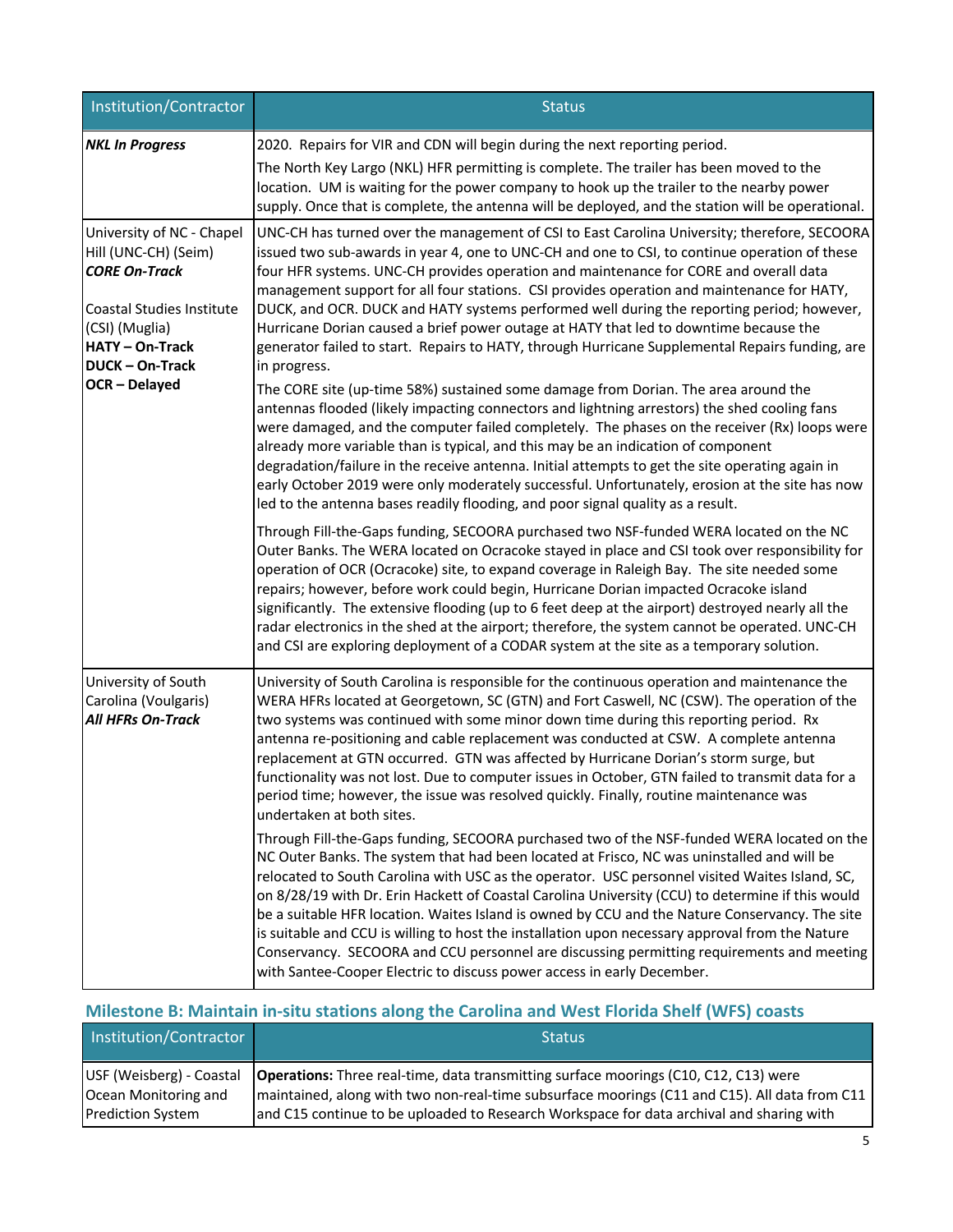| Institution/Contractor | Status |
|---|---|
| ***NKL In Progress*** | 2020. Repairs for VIR and CDN will begin during the next reporting period.<br>The North Key Largo (NKL) HFR permitting is complete. The trailer has been moved to the location. UM is waiting for the power company to hook up the trailer to the nearby power supply. Once that is complete, the antenna will be deployed, and the station will be operational. |
| University of NC - Chapel Hill (UNC-CH) (Seim)<br>***CORE On-Track***<br><br>Coastal Studies Institute (CSI) (Muglia)<br>**HATY – On-Track**<br>**DUCK – On-Track**<br>**OCR – Delayed** | UNC-CH has turned over the management of CSI to East Carolina University; therefore, SECOORA issued two sub-awards in year 4, one to UNC-CH and one to CSI, to continue operation of these four HFR systems. UNC-CH provides operation and maintenance for CORE and overall data management support for all four stations. CSI provides operation and maintenance for HATY, DUCK, and OCR. DUCK and HATY systems performed well during the reporting period; however, Hurricane Dorian caused a brief power outage at HATY that led to downtime because the generator failed to start. Repairs to HATY, through Hurricane Supplemental Repairs funding, are in progress.<br>The CORE site (up-time 58%) sustained some damage from Dorian. The area around the antennas flooded (likely impacting connectors and lightning arrestors) the shed cooling fans were damaged, and the computer failed completely. The phases on the receiver (Rx) loops were already more variable than is typical, and this may be an indication of component degradation/failure in the receive antenna. Initial attempts to get the site operating again in early October 2019 were only moderately successful. Unfortunately, erosion at the site has now led to the antenna bases readily flooding, and poor signal quality as a result.<br>Through Fill-the-Gaps funding, SECOORA purchased two NSF-funded WERA located on the NC Outer Banks. The WERA located on Ocracoke stayed in place and CSI took over responsibility for operation of OCR (Ocracoke) site, to expand coverage in Raleigh Bay. The site needed some repairs; however, before work could begin, Hurricane Dorian impacted Ocracoke island significantly. The extensive flooding (up to 6 feet deep at the airport) destroyed nearly all the radar electronics in the shed at the airport; therefore, the system cannot be operated. UNC-CH and CSI are exploring deployment of a CODAR system at the site as a temporary solution. |
| University of South Carolina (Voulgaris)<br>***All HFRs On-Track*** | University of South Carolina is responsible for the continuous operation and maintenance the WERA HFRs located at Georgetown, SC (GTN) and Fort Caswell, NC (CSW). The operation of the two systems was continued with some minor down time during this reporting period. Rx antenna re-positioning and cable replacement was conducted at CSW. A complete antenna replacement at GTN occurred. GTN was affected by Hurricane Dorian's storm surge, but functionality was not lost. Due to computer issues in October, GTN failed to transmit data for a period time; however, the issue was resolved quickly. Finally, routine maintenance was undertaken at both sites.<br>Through Fill-the-Gaps funding, SECOORA purchased two of the NSF-funded WERA located on the NC Outer Banks. The system that had been located at Frisco, NC was uninstalled and will be relocated to South Carolina with USC as the operator. USC personnel visited Waites Island, SC, on 8/28/19 with Dr. Erin Hackett of Coastal Carolina University (CCU) to determine if this would be a suitable HFR location. Waites Island is owned by CCU and the Nature Conservancy. The site is suitable and CCU is willing to host the installation upon necessary approval from the Nature Conservancy. SECOORA and CCU personnel are discussing permitting requirements and meeting with Santee-Cooper Electric to discuss power access in early December. |

## Milestone B: Maintain in-situ stations along the Carolina and West Florida Shelf (WFS) coasts

| Institution/Contractor | Status |
|---|---|
| USF (Weisberg) - Coastal Ocean Monitoring and Prediction System | **Operations:** Three real-time, data transmitting surface moorings (C10, C12, C13) were maintained, along with two non-real-time subsurface moorings (C11 and C15). All data from C11 and C15 continue to be uploaded to Research Workspace for data archival and sharing with |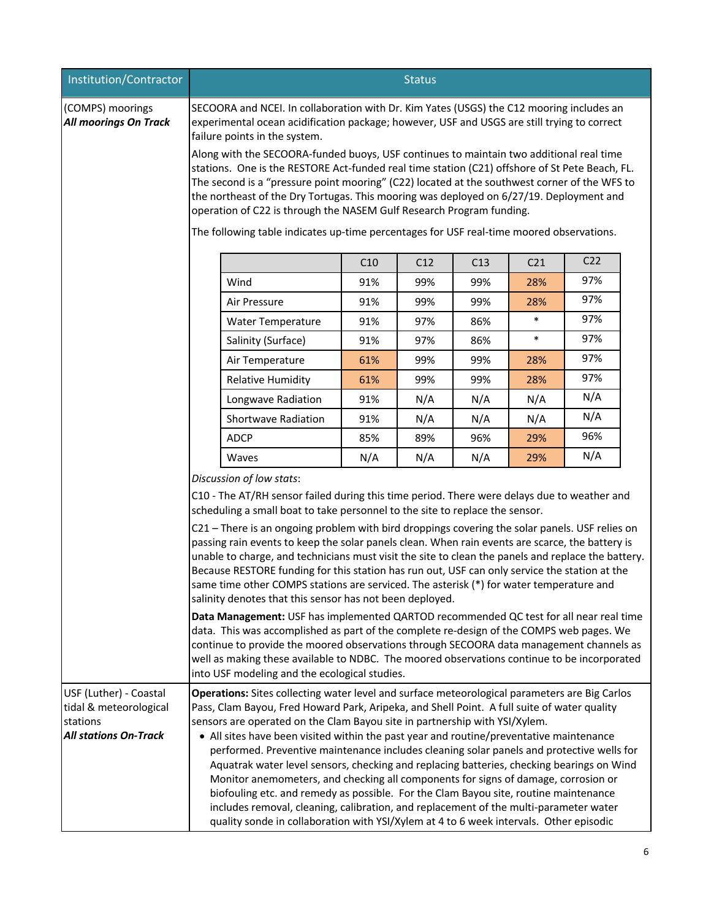| Institution/Contractor | Status |
|---|---|
| (COMPS) moorings<br>***All moorings On Track*** | SECOORA and NCEI. In collaboration with Dr. Kim Yates (USGS) the C12 mooring includes an experimental ocean acidification package; however, USF and USGS are still trying to correct failure points in the system.<br><br>Along with the SECOORA-funded buoys, USF continues to maintain two additional real time stations. One is the RESTORE Act-funded real time station (C21) offshore of St Pete Beach, FL. The second is a "pressure point mooring" (C22) located at the southwest corner of the WFS to the northeast of the Dry Tortugas. This mooring was deployed on 6/27/19. Deployment and operation of C22 is through the NASEM Gulf Research Program funding.<br><br>The following table indicates up-time percentages for USF real-time moored observations. |

| | C10 | C12 | C13 | C21 | C22 |
|---|---|---|---|---|---|
| Wind | 91% | 99% | 99% | 28% | 97% |
| Air Pressure | 91% | 99% | 99% | 28% | 97% |
| Water Temperature | 91% | 97% | 86% | * | 97% |
| Salinity (Surface) | 91% | 97% | 86% | * | 97% |
| Air Temperature | 61% | 99% | 99% | 28% | 97% |
| Relative Humidity | 61% | 99% | 99% | 28% | 97% |
| Longwave Radiation | 91% | N/A | N/A | N/A | N/A |
| Shortwave Radiation | 91% | N/A | N/A | N/A | N/A |
| ADCP | 85% | 89% | 96% | 29% | 96% |
| Waves | N/A | N/A | N/A | 29% | N/A |

*Discussion of low stats*:

C10 - The AT/RH sensor failed during this time period. There were delays due to weather and scheduling a small boat to take personnel to the site to replace the sensor.

C21 – There is an ongoing problem with bird droppings covering the solar panels. USF relies on passing rain events to keep the solar panels clean. When rain events are scarce, the battery is unable to charge, and technicians must visit the site to clean the panels and replace the battery. Because RESTORE funding for this station has run out, USF can only service the station at the same time other COMPS stations are serviced. The asterisk (*) for water temperature and salinity denotes that this sensor has not been deployed.

**Data Management:** USF has implemented QARTOD recommended QC test for all near real time data. This was accomplished as part of the complete re-design of the COMPS web pages. We continue to provide the moored observations through SECOORA data management channels as well as making these available to NDBC. The moored observations continue to be incorporated into USF modeling and the ecological studies.

| Institution/Contractor | Status |
|---|---|
| USF (Luther) - Coastal tidal & meteorological stations<br>***All stations On-Track*** | **Operations:** Sites collecting water level and surface meteorological parameters are Big Carlos Pass, Clam Bayou, Fred Howard Park, Aripeka, and Shell Point. A full suite of water quality sensors are operated on the Clam Bayou site in partnership with YSI/Xylem.<br>• All sites have been visited within the past year and routine/preventative maintenance performed. Preventive maintenance includes cleaning solar panels and protective wells for Aquatrak water level sensors, checking and replacing batteries, checking bearings on Wind Monitor anemometers, and checking all components for signs of damage, corrosion or biofouling etc. and remedy as possible. For the Clam Bayou site, routine maintenance includes removal, cleaning, calibration, and replacement of the multi-parameter water quality sonde in collaboration with YSI/Xylem at 4 to 6 week intervals. Other episodic |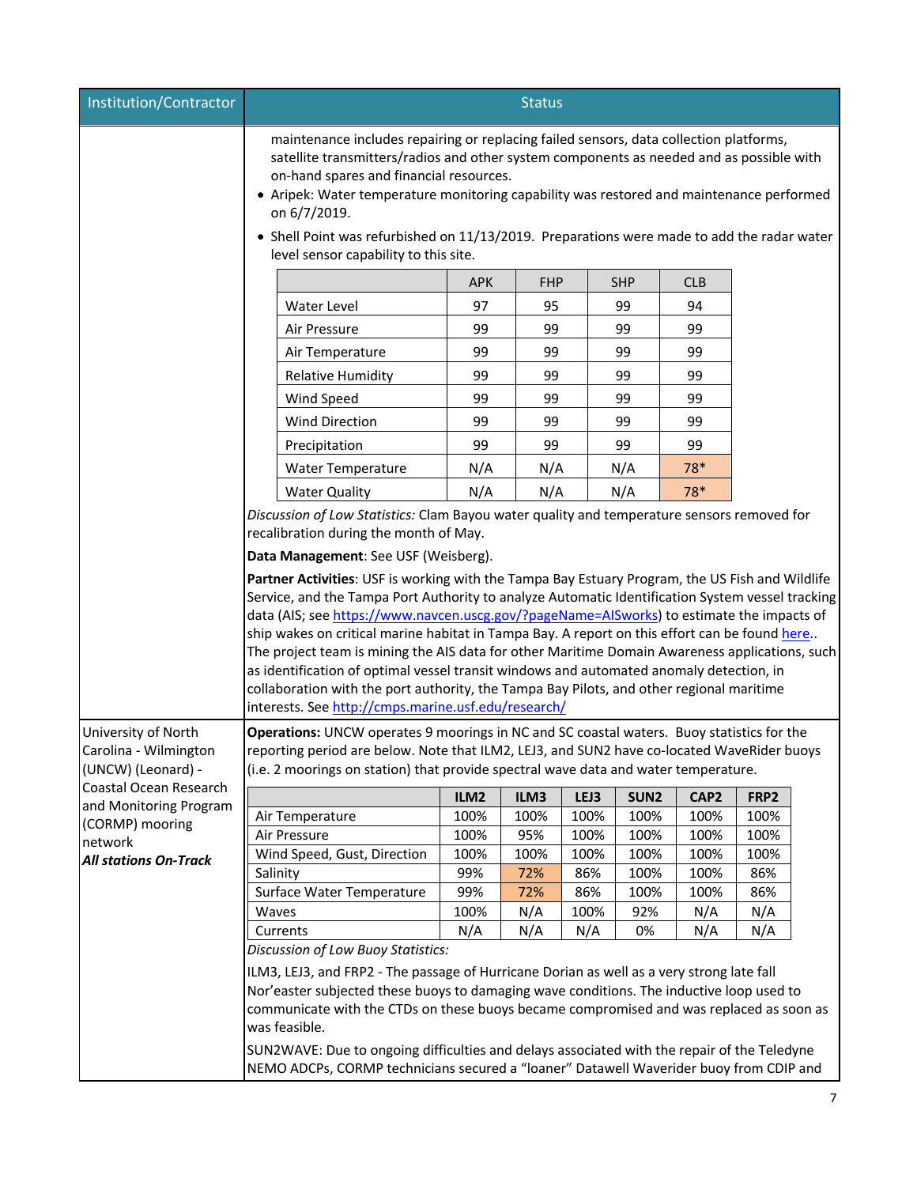| Institution/Contractor | Status |
|---|---|
| | maintenance includes repairing or replacing failed sensors, data collection platforms, satellite transmitters/radios and other system components as needed and as possible with on-hand spares and financial resources. |

- Aripek: Water temperature monitoring capability was restored and maintenance performed on 6/7/2019.
- Shell Point was refurbished on 11/13/2019. Preparations were made to add the radar water level sensor capability to this site.

| | APK | FHP | SHP | CLB |
|---|---|---|---|---|
| Water Level | 97 | 95 | 99 | 94 |
| Air Pressure | 99 | 99 | 99 | 99 |
| Air Temperature | 99 | 99 | 99 | 99 |
| Relative Humidity | 99 | 99 | 99 | 99 |
| Wind Speed | 99 | 99 | 99 | 99 |
| Wind Direction | 99 | 99 | 99 | 99 |
| Precipitation | 99 | 99 | 99 | 99 |
| Water Temperature | N/A | N/A | N/A | 78* |
| Water Quality | N/A | N/A | N/A | 78* |

*Discussion of Low Statistics:* Clam Bayou water quality and temperature sensors removed for recalibration during the month of May.

**Data Management**: See USF (Weisberg).

**Partner Activities**: USF is working with the Tampa Bay Estuary Program, the US Fish and Wildlife Service, and the Tampa Port Authority to analyze Automatic Identification System vessel tracking data (AIS; see https://www.navcen.uscg.gov/?pageName=AISworks) to estimate the impacts of ship wakes on critical marine habitat in Tampa Bay. A report on this effort can be found here.. The project team is mining the AIS data for other Maritime Domain Awareness applications, such as identification of optimal vessel transit windows and automated anomaly detection, in collaboration with the port authority, the Tampa Bay Pilots, and other regional maritime interests. See http://cmps.marine.usf.edu/research/

| Institution/Contractor | Status |
|---|---|
| University of North Carolina - Wilmington (UNCW) (Leonard) - Coastal Ocean Research and Monitoring Program (CORMP) mooring network ***All stations On-Track*** | **Operations:** UNCW operates 9 moorings in NC and SC coastal waters. Buoy statistics for the reporting period are below. Note that ILM2, LEJ3, and SUN2 have co-located WaveRider buoys (i.e. 2 moorings on station) that provide spectral wave data and water temperature. |

| | ILM2 | ILM3 | LEJ3 | SUN2 | CAP2 | FRP2 |
|---|---|---|---|---|---|---|
| Air Temperature | 100% | 100% | 100% | 100% | 100% | 100% |
| Air Pressure | 100% | 95% | 100% | 100% | 100% | 100% |
| Wind Speed, Gust, Direction | 100% | 100% | 100% | 100% | 100% | 100% |
| Salinity | 99% | 72% | 86% | 100% | 100% | 86% |
| Surface Water Temperature | 99% | 72% | 86% | 100% | 100% | 86% |
| Waves | 100% | N/A | 100% | 92% | N/A | N/A |
| Currents | N/A | N/A | N/A | 0% | N/A | N/A |

*Discussion of Low Buoy Statistics:*

ILM3, LEJ3, and FRP2 - The passage of Hurricane Dorian as well as a very strong late fall Nor'easter subjected these buoys to damaging wave conditions. The inductive loop used to communicate with the CTDs on these buoys became compromised and was replaced as soon as was feasible.

SUN2WAVE: Due to ongoing difficulties and delays associated with the repair of the Teledyne NEMO ADCPs, CORMP technicians secured a "loaner" Datawell Waverider buoy from CDIP and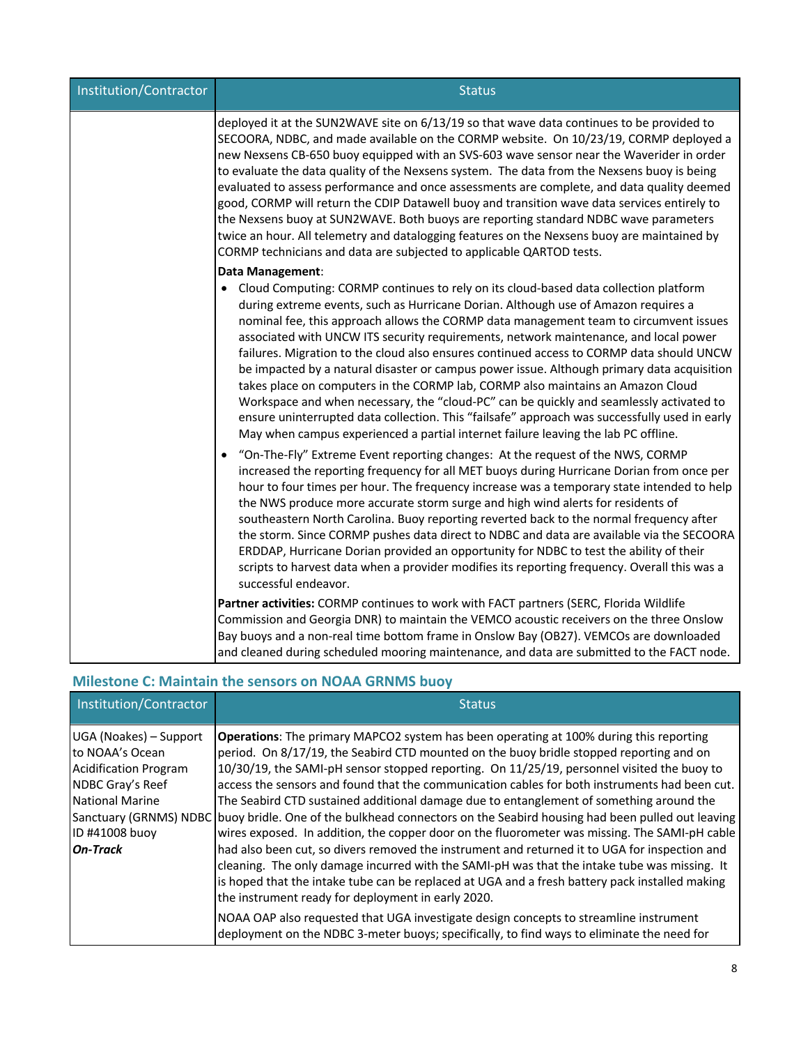| Institution/Contractor | Status |
|---|---|
| | deployed it at the SUN2WAVE site on 6/13/19 so that wave data continues to be provided to SECOORA, NDBC, and made available on the CORMP website. On 10/23/19, CORMP deployed a new Nexsens CB-650 buoy equipped with an SVS-603 wave sensor near the Waverider in order to evaluate the data quality of the Nexsens system. The data from the Nexsens buoy is being evaluated to assess performance and once assessments are complete, and data quality deemed good, CORMP will return the CDIP Datawell buoy and transition wave data services entirely to the Nexsens buoy at SUN2WAVE. Both buoys are reporting standard NDBC wave parameters twice an hour. All telemetry and datalogging features on the Nexsens buoy are maintained by CORMP technicians and data are subjected to applicable QARTOD tests.<br><br>**Data Management**:<br>• Cloud Computing: CORMP continues to rely on its cloud-based data collection platform during extreme events, such as Hurricane Dorian. Although use of Amazon requires a nominal fee, this approach allows the CORMP data management team to circumvent issues associated with UNCW ITS security requirements, network maintenance, and local power failures. Migration to the cloud also ensures continued access to CORMP data should UNCW be impacted by a natural disaster or campus power issue. Although primary data acquisition takes place on computers in the CORMP lab, CORMP also maintains an Amazon Cloud Workspace and when necessary, the "cloud-PC" can be quickly and seamlessly activated to ensure uninterrupted data collection. This "failsafe" approach was successfully used in early May when campus experienced a partial internet failure leaving the lab PC offline.<br>• "On-The-Fly" Extreme Event reporting changes: At the request of the NWS, CORMP increased the reporting frequency for all MET buoys during Hurricane Dorian from once per hour to four times per hour. The frequency increase was a temporary state intended to help the NWS produce more accurate storm surge and high wind alerts for residents of southeastern North Carolina. Buoy reporting reverted back to the normal frequency after the storm. Since CORMP pushes data direct to NDBC and data are available via the SECOORA ERDDAP, Hurricane Dorian provided an opportunity for NDBC to test the ability of their scripts to harvest data when a provider modifies its reporting frequency. Overall this was a successful endeavor.<br><br>**Partner activities:** CORMP continues to work with FACT partners (SERC, Florida Wildlife Commission and Georgia DNR) to maintain the VEMCO acoustic receivers on the three Onslow Bay buoys and a non-real time bottom frame in Onslow Bay (OB27). VEMCOs are downloaded and cleaned during scheduled mooring maintenance, and data are submitted to the FACT node. |

### Milestone C: Maintain the sensors on NOAA GRNMS buoy

| Institution/Contractor | Status |
|---|---|
| UGA (Noakes) – Support to NOAA's Ocean Acidification Program NDBC Gray's Reef National Marine Sanctuary (GRNMS) NDBC ID #41008 buoy<br>***On-Track*** | **Operations**: The primary MAPCO2 system has been operating at 100% during this reporting period. On 8/17/19, the Seabird CTD mounted on the buoy bridle stopped reporting and on 10/30/19, the SAMI-pH sensor stopped reporting. On 11/25/19, personnel visited the buoy to access the sensors and found that the communication cables for both instruments had been cut. The Seabird CTD sustained additional damage due to entanglement of something around the buoy bridle. One of the bulkhead connectors on the Seabird housing had been pulled out leaving wires exposed. In addition, the copper door on the fluorometer was missing. The SAMI-pH cable had also been cut, so divers removed the instrument and returned it to UGA for inspection and cleaning. The only damage incurred with the SAMI-pH was that the intake tube was missing. It is hoped that the intake tube can be replaced at UGA and a fresh battery pack installed making the instrument ready for deployment in early 2020.<br><br>NOAA OAP also requested that UGA investigate design concepts to streamline instrument deployment on the NDBC 3-meter buoys; specifically, to find ways to eliminate the need for |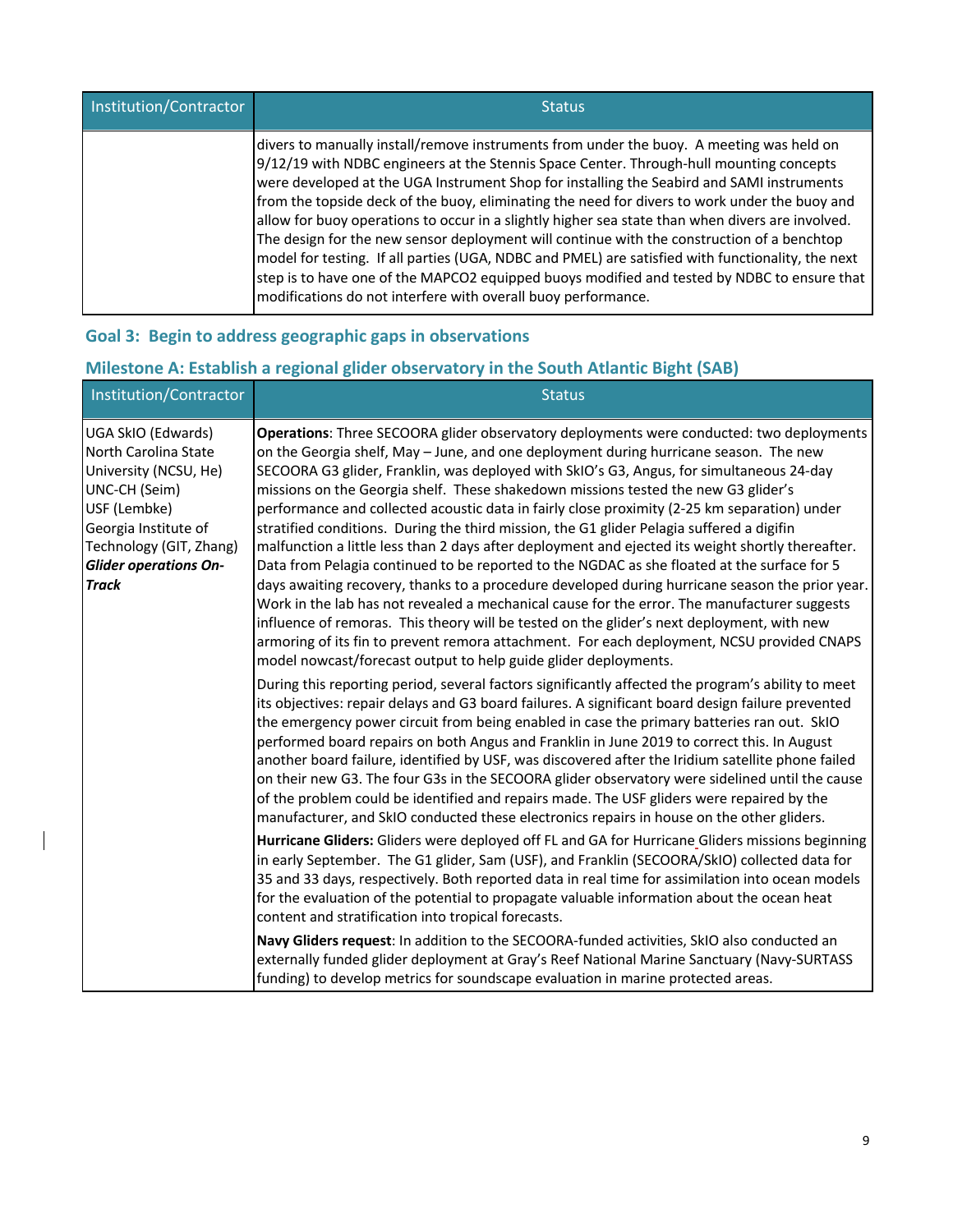| Institution/Contractor | Status |
| --- | --- |
| | divers to manually install/remove instruments from under the buoy. A meeting was held on 9/12/19 with NDBC engineers at the Stennis Space Center. Through-hull mounting concepts were developed at the UGA Instrument Shop for installing the Seabird and SAMI instruments from the topside deck of the buoy, eliminating the need for divers to work under the buoy and allow for buoy operations to occur in a slightly higher sea state than when divers are involved. The design for the new sensor deployment will continue with the construction of a benchtop model for testing. If all parties (UGA, NDBC and PMEL) are satisfied with functionality, the next step is to have one of the MAPCO2 equipped buoys modified and tested by NDBC to ensure that modifications do not interfere with overall buoy performance. |

## Goal 3: Begin to address geographic gaps in observations

### Milestone A: Establish a regional glider observatory in the South Atlantic Bight (SAB)

| Institution/Contractor | Status |
| --- | --- |
| UGA SkIO (Edwards)<br>North Carolina State University (NCSU, He)<br>UNC-CH (Seim)<br>USF (Lembke)<br>Georgia Institute of Technology (GIT, Zhang)<br>***Glider operations On-Track*** | **Operations**: Three SECOORA glider observatory deployments were conducted: two deployments on the Georgia shelf, May – June, and one deployment during hurricane season. The new SECOORA G3 glider, Franklin, was deployed with SkIO's G3, Angus, for simultaneous 24-day missions on the Georgia shelf. These shakedown missions tested the new G3 glider's performance and collected acoustic data in fairly close proximity (2-25 km separation) under stratified conditions. During the third mission, the G1 glider Pelagia suffered a digifin malfunction a little less than 2 days after deployment and ejected its weight shortly thereafter. Data from Pelagia continued to be reported to the NGDAC as she floated at the surface for 5 days awaiting recovery, thanks to a procedure developed during hurricane season the prior year. Work in the lab has not revealed a mechanical cause for the error. The manufacturer suggests influence of remoras. This theory will be tested on the glider's next deployment, with new armoring of its fin to prevent remora attachment. For each deployment, NCSU provided CNAPS model nowcast/forecast output to help guide glider deployments.<br><br>During this reporting period, several factors significantly affected the program's ability to meet its objectives: repair delays and G3 board failures. A significant board design failure prevented the emergency power circuit from being enabled in case the primary batteries ran out. SkIO performed board repairs on both Angus and Franklin in June 2019 to correct this. In August another board failure, identified by USF, was discovered after the Iridium satellite phone failed on their new G3. The four G3s in the SECOORA glider observatory were sidelined until the cause of the problem could be identified and repairs made. The USF gliders were repaired by the manufacturer, and SkIO conducted these electronics repairs in house on the other gliders.<br><br>**Hurricane Gliders:** Gliders were deployed off FL and GA for Hurricane Gliders missions beginning in early September. The G1 glider, Sam (USF), and Franklin (SECOORA/SkIO) collected data for 35 and 33 days, respectively. Both reported data in real time for assimilation into ocean models for the evaluation of the potential to propagate valuable information about the ocean heat content and stratification into tropical forecasts.<br><br>**Navy Gliders request**: In addition to the SECOORA-funded activities, SkIO also conducted an externally funded glider deployment at Gray's Reef National Marine Sanctuary (Navy-SURTASS funding) to develop metrics for soundscape evaluation in marine protected areas. |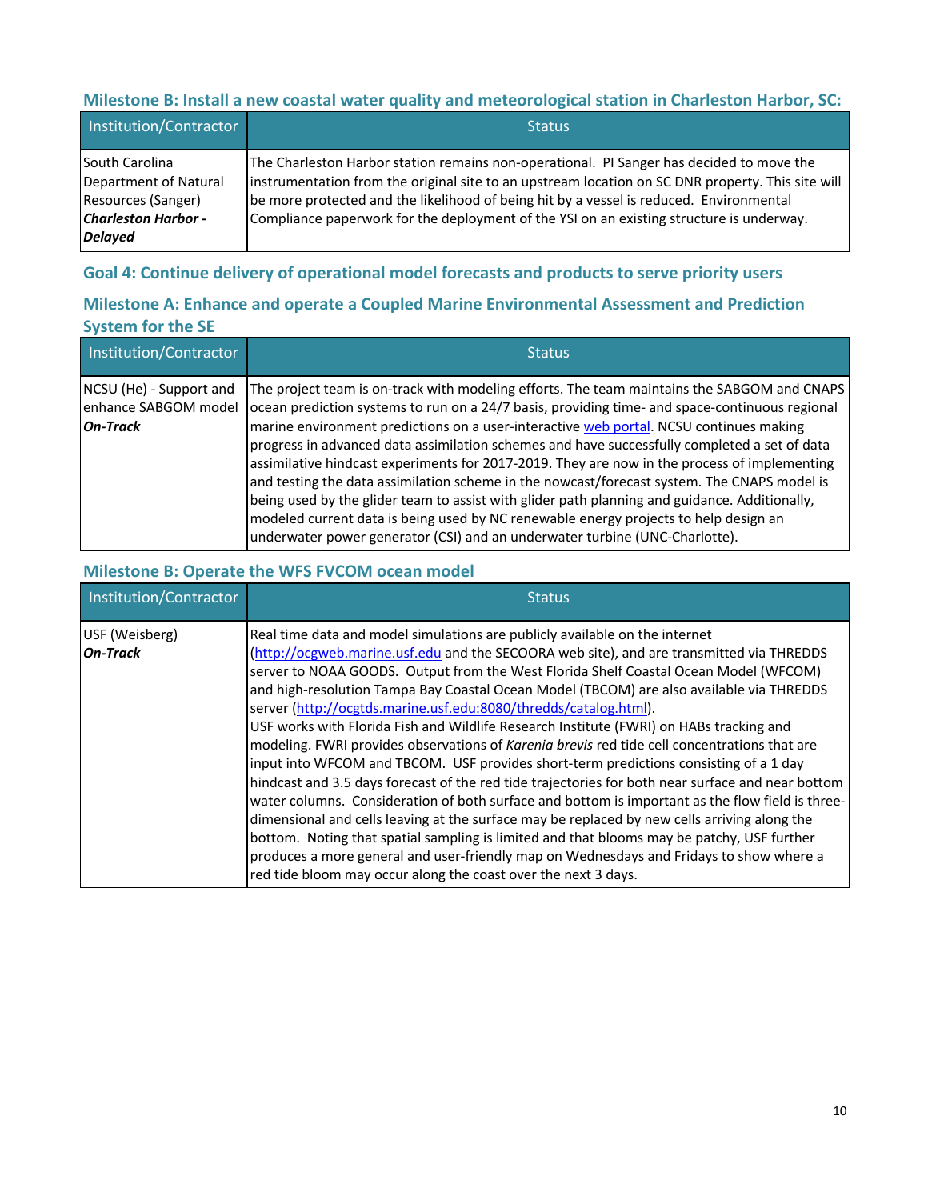### Milestone B: Install a new coastal water quality and meteorological station in Charleston Harbor, SC:

| Institution/Contractor | Status |
|---|---|
| South Carolina Department of Natural Resources (Sanger) ***Charleston Harbor - Delayed*** | The Charleston Harbor station remains non-operational. PI Sanger has decided to move the instrumentation from the original site to an upstream location on SC DNR property. This site will be more protected and the likelihood of being hit by a vessel is reduced. Environmental Compliance paperwork for the deployment of the YSI on an existing structure is underway. |

### Goal 4: Continue delivery of operational model forecasts and products to serve priority users

### Milestone A: Enhance and operate a Coupled Marine Environmental Assessment and Prediction System for the SE

| Institution/Contractor | Status |
|---|---|
| NCSU (He) - Support and enhance SABGOM model ***On-Track*** | The project team is on-track with modeling efforts. The team maintains the SABGOM and CNAPS ocean prediction systems to run on a 24/7 basis, providing time- and space-continuous regional marine environment predictions on a user-interactive web portal. NCSU continues making progress in advanced data assimilation schemes and have successfully completed a set of data assimilative hindcast experiments for 2017-2019. They are now in the process of implementing and testing the data assimilation scheme in the nowcast/forecast system. The CNAPS model is being used by the glider team to assist with glider path planning and guidance. Additionally, modeled current data is being used by NC renewable energy projects to help design an underwater power generator (CSI) and an underwater turbine (UNC-Charlotte). |

### Milestone B: Operate the WFS FVCOM ocean model

| Institution/Contractor | Status |
|---|---|
| USF (Weisberg) ***On-Track*** | Real time data and model simulations are publicly available on the internet (http://ocgweb.marine.usf.edu and the SECOORA web site), and are transmitted via THREDDS server to NOAA GOODS. Output from the West Florida Shelf Coastal Ocean Model (WFCOM) and high-resolution Tampa Bay Coastal Ocean Model (TBCOM) are also available via THREDDS server (http://ocgtds.marine.usf.edu:8080/thredds/catalog.html). USF works with Florida Fish and Wildlife Research Institute (FWRI) on HABs tracking and modeling. FWRI provides observations of *Karenia brevis* red tide cell concentrations that are input into WFCOM and TBCOM. USF provides short-term predictions consisting of a 1 day hindcast and 3.5 days forecast of the red tide trajectories for both near surface and near bottom water columns. Consideration of both surface and bottom is important as the flow field is three-dimensional and cells leaving at the surface may be replaced by new cells arriving along the bottom. Noting that spatial sampling is limited and that blooms may be patchy, USF further produces a more general and user-friendly map on Wednesdays and Fridays to show where a red tide bloom may occur along the coast over the next 3 days. |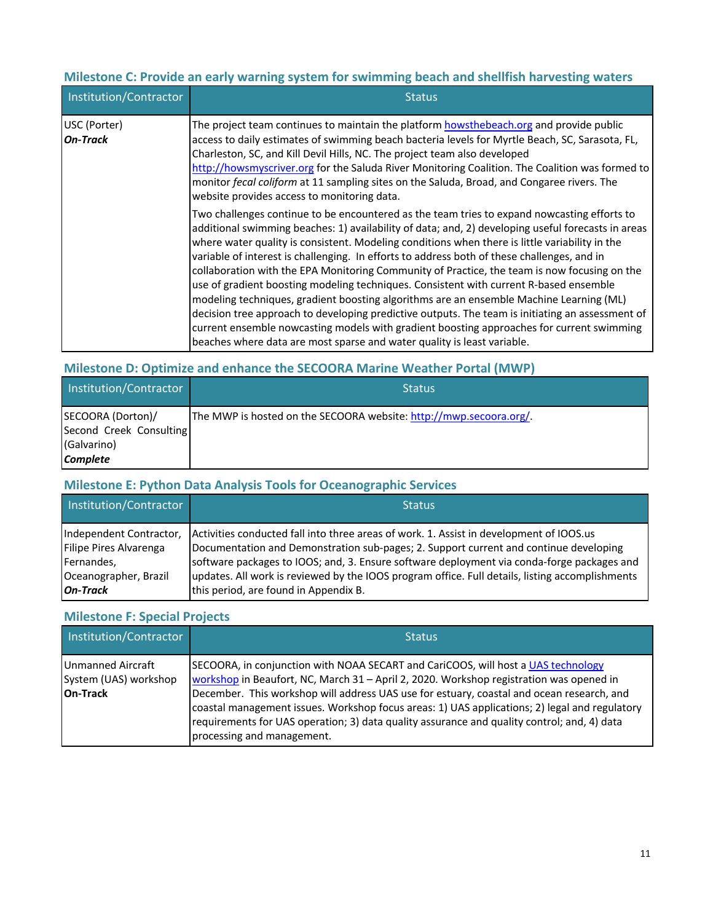### Milestone C: Provide an early warning system for swimming beach and shellfish harvesting waters

| Institution/Contractor | Status |
|---|---|
| USC (Porter)<br>***On-Track*** | The project team continues to maintain the platform howsthebeach.org and provide public access to daily estimates of swimming beach bacteria levels for Myrtle Beach, SC, Sarasota, FL, Charleston, SC, and Kill Devil Hills, NC. The project team also developed http://howsmyscriver.org for the Saluda River Monitoring Coalition. The Coalition was formed to monitor *fecal coliform* at 11 sampling sites on the Saluda, Broad, and Congaree rivers. The website provides access to monitoring data.<br><br>Two challenges continue to be encountered as the team tries to expand nowcasting efforts to additional swimming beaches: 1) availability of data; and, 2) developing useful forecasts in areas where water quality is consistent. Modeling conditions when there is little variability in the variable of interest is challenging. In efforts to address both of these challenges, and in collaboration with the EPA Monitoring Community of Practice, the team is now focusing on the use of gradient boosting modeling techniques. Consistent with current R-based ensemble modeling techniques, gradient boosting algorithms are an ensemble Machine Learning (ML) decision tree approach to developing predictive outputs. The team is initiating an assessment of current ensemble nowcasting models with gradient boosting approaches for current swimming beaches where data are most sparse and water quality is least variable. |

### Milestone D: Optimize and enhance the SECOORA Marine Weather Portal (MWP)

| Institution/Contractor | Status |
|---|---|
| SECOORA (Dorton)/ Second Creek Consulting (Galvarino)<br>***Complete*** | The MWP is hosted on the SECOORA website: http://mwp.secoora.org/. |

### Milestone E: Python Data Analysis Tools for Oceanographic Services

| Institution/Contractor | Status |
|---|---|
| Independent Contractor, Filipe Pires Alvarenga Fernandes, Oceanographer, Brazil<br>***On-Track*** | Activities conducted fall into three areas of work. 1. Assist in development of IOOS.us Documentation and Demonstration sub-pages; 2. Support current and continue developing software packages to IOOS; and, 3. Ensure software deployment via conda-forge packages and updates. All work is reviewed by the IOOS program office. Full details, listing accomplishments this period, are found in Appendix B. |

### Milestone F: Special Projects

| Institution/Contractor | Status |
|---|---|
| Unmanned Aircraft System (UAS) workshop<br>**On-Track** | SECOORA, in conjunction with NOAA SECART and CariCOOS, will host a UAS technology workshop in Beaufort, NC, March 31 – April 2, 2020. Workshop registration was opened in December. This workshop will address UAS use for estuary, coastal and ocean research, and coastal management issues. Workshop focus areas: 1) UAS applications; 2) legal and regulatory requirements for UAS operation; 3) data quality assurance and quality control; and, 4) data processing and management. |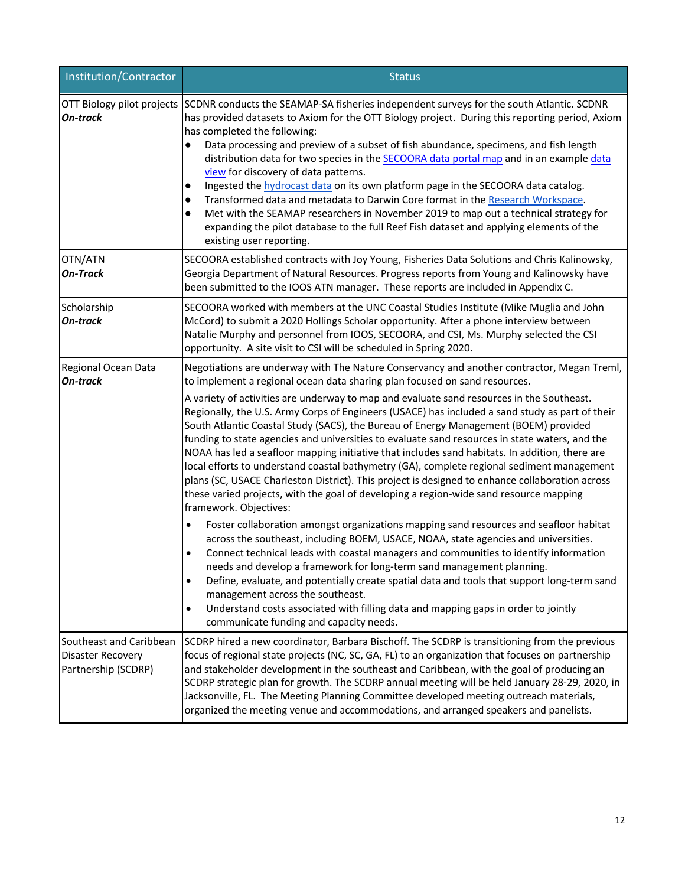| Institution/Contractor | Status |
| --- | --- |
| OTT Biology pilot projects ***On-track*** | SCDNR conducts the SEAMAP-SA fisheries independent surveys for the south Atlantic. SCDNR has provided datasets to Axiom for the OTT Biology project. During this reporting period, Axiom has completed the following:<br>• Data processing and preview of a subset of fish abundance, specimens, and fish length distribution data for two species in the SECOORA data portal map and in an example data view for discovery of data patterns.<br>• Ingested the hydrocast data on its own platform page in the SECOORA data catalog.<br>• Transformed data and metadata to Darwin Core format in the Research Workspace.<br>• Met with the SEAMAP researchers in November 2019 to map out a technical strategy for expanding the pilot database to the full Reef Fish dataset and applying elements of the existing user reporting. |
| OTN/ATN ***On-Track*** | SECOORA established contracts with Joy Young, Fisheries Data Solutions and Chris Kalinowsky, Georgia Department of Natural Resources. Progress reports from Young and Kalinowsky have been submitted to the IOOS ATN manager. These reports are included in Appendix C. |
| Scholarship ***On-track*** | SECOORA worked with members at the UNC Coastal Studies Institute (Mike Muglia and John McCord) to submit a 2020 Hollings Scholar opportunity. After a phone interview between Natalie Murphy and personnel from IOOS, SECOORA, and CSI, Ms. Murphy selected the CSI opportunity. A site visit to CSI will be scheduled in Spring 2020. |
| Regional Ocean Data ***On-track*** | Negotiations are underway with The Nature Conservancy and another contractor, Megan Treml, to implement a regional ocean data sharing plan focused on sand resources.<br><br>A variety of activities are underway to map and evaluate sand resources in the Southeast. Regionally, the U.S. Army Corps of Engineers (USACE) has included a sand study as part of their South Atlantic Coastal Study (SACS), the Bureau of Energy Management (BOEM) provided funding to state agencies and universities to evaluate sand resources in state waters, and the NOAA has led a seafloor mapping initiative that includes sand habitats. In addition, there are local efforts to understand coastal bathymetry (GA), complete regional sediment management plans (SC, USACE Charleston District). This project is designed to enhance collaboration across these varied projects, with the goal of developing a region-wide sand resource mapping framework. Objectives:<br><br>• Foster collaboration amongst organizations mapping sand resources and seafloor habitat across the southeast, including BOEM, USACE, NOAA, state agencies and universities.<br>• Connect technical leads with coastal managers and communities to identify information needs and develop a framework for long-term sand management planning.<br>• Define, evaluate, and potentially create spatial data and tools that support long-term sand management across the southeast.<br>• Understand costs associated with filling data and mapping gaps in order to jointly communicate funding and capacity needs. |
| Southeast and Caribbean Disaster Recovery Partnership (SCDRP) | SCDRP hired a new coordinator, Barbara Bischoff. The SCDRP is transitioning from the previous focus of regional state projects (NC, SC, GA, FL) to an organization that focuses on partnership and stakeholder development in the southeast and Caribbean, with the goal of producing an SCDRP strategic plan for growth. The SCDRP annual meeting will be held January 28-29, 2020, in Jacksonville, FL. The Meeting Planning Committee developed meeting outreach materials, organized the meeting venue and accommodations, and arranged speakers and panelists. |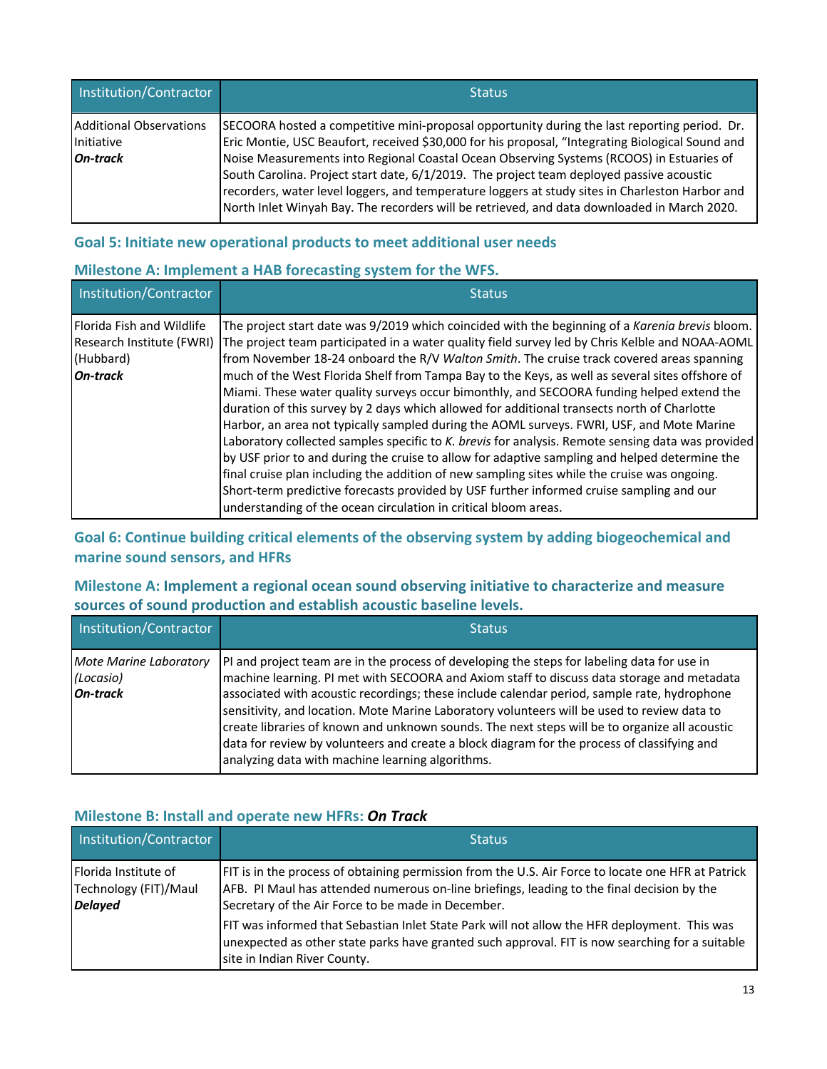| Institution/Contractor | Status |
|---|---|
| Additional Observations Initiative ***On-track*** | SECOORA hosted a competitive mini-proposal opportunity during the last reporting period. Dr. Eric Montie, USC Beaufort, received $30,000 for his proposal, "Integrating Biological Sound and Noise Measurements into Regional Coastal Ocean Observing Systems (RCOOS) in Estuaries of South Carolina. Project start date, 6/1/2019. The project team deployed passive acoustic recorders, water level loggers, and temperature loggers at study sites in Charleston Harbor and North Inlet Winyah Bay. The recorders will be retrieved, and data downloaded in March 2020. |

## Goal 5: Initiate new operational products to meet additional user needs

### Milestone A: Implement a HAB forecasting system for the WFS.

| Institution/Contractor | Status |
|---|---|
| Florida Fish and Wildlife Research Institute (FWRI) (Hubbard) ***On-track*** | The project start date was 9/2019 which coincided with the beginning of a *Karenia brevis* bloom. The project team participated in a water quality field survey led by Chris Kelble and NOAA-AOML from November 18-24 onboard the R/V *Walton Smith*. The cruise track covered areas spanning much of the West Florida Shelf from Tampa Bay to the Keys, as well as several sites offshore of Miami. These water quality surveys occur bimonthly, and SECOORA funding helped extend the duration of this survey by 2 days which allowed for additional transects north of Charlotte Harbor, an area not typically sampled during the AOML surveys. FWRI, USF, and Mote Marine Laboratory collected samples specific to *K. brevis* for analysis. Remote sensing data was provided by USF prior to and during the cruise to allow for adaptive sampling and helped determine the final cruise plan including the addition of new sampling sites while the cruise was ongoing. Short-term predictive forecasts provided by USF further informed cruise sampling and our understanding of the ocean circulation in critical bloom areas. |

## Goal 6: Continue building critical elements of the observing system by adding biogeochemical and marine sound sensors, and HFRs

### Milestone A: Implement a regional ocean sound observing initiative to characterize and measure sources of sound production and establish acoustic baseline levels.

| Institution/Contractor | Status |
|---|---|
| *Mote Marine Laboratory (Locasio)* ***On-track*** | PI and project team are in the process of developing the steps for labeling data for use in machine learning. PI met with SECOORA and Axiom staff to discuss data storage and metadata associated with acoustic recordings; these include calendar period, sample rate, hydrophone sensitivity, and location. Mote Marine Laboratory volunteers will be used to review data to create libraries of known and unknown sounds. The next steps will be to organize all acoustic data for review by volunteers and create a block diagram for the process of classifying and analyzing data with machine learning algorithms. |

### Milestone B: Install and operate new HFRs: ***On Track***

| Institution/Contractor | Status |
|---|---|
| Florida Institute of Technology (FIT)/Maul ***Delayed*** | FIT is in the process of obtaining permission from the U.S. Air Force to locate one HFR at Patrick AFB. PI Maul has attended numerous on-line briefings, leading to the final decision by the Secretary of the Air Force to be made in December.<br><br>FIT was informed that Sebastian Inlet State Park will not allow the HFR deployment. This was unexpected as other state parks have granted such approval. FIT is now searching for a suitable site in Indian River County. |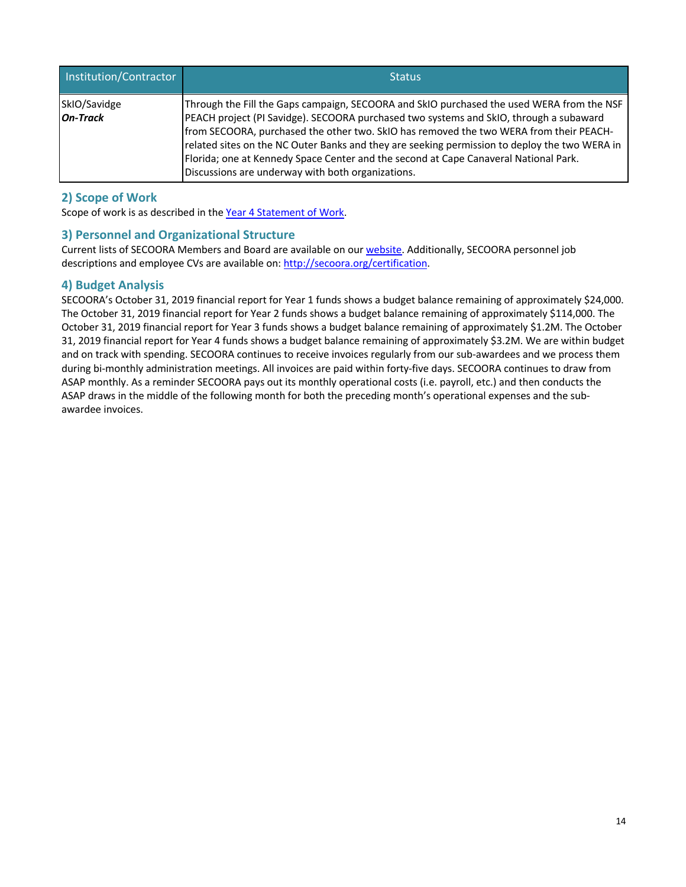| Institution/Contractor | Status |
|---|---|
| SkIO/Savidge<br>***On-Track*** | Through the Fill the Gaps campaign, SECOORA and SkIO purchased the used WERA from the NSF PEACH project (PI Savidge). SECOORA purchased two systems and SkIO, through a subaward from SECOORA, purchased the other two. SkIO has removed the two WERA from their PEACH-related sites on the NC Outer Banks and they are seeking permission to deploy the two WERA in Florida; one at Kennedy Space Center and the second at Cape Canaveral National Park. Discussions are underway with both organizations. |

## 2) Scope of Work

Scope of work is as described in the [Year 4 Statement of Work](#).

## 3) Personnel and Organizational Structure

Current lists of SECOORA Members and Board are available on our [website](#). Additionally, SECOORA personnel job descriptions and employee CVs are available on: [http://secoora.org/certification](http://secoora.org/certification).

## 4) Budget Analysis

SECOORA's October 31, 2019 financial report for Year 1 funds shows a budget balance remaining of approximately $24,000. The October 31, 2019 financial report for Year 2 funds shows a budget balance remaining of approximately $114,000. The October 31, 2019 financial report for Year 3 funds shows a budget balance remaining of approximately $1.2M. The October 31, 2019 financial report for Year 4 funds shows a budget balance remaining of approximately $3.2M. We are within budget and on track with spending. SECOORA continues to receive invoices regularly from our sub-awardees and we process them during bi-monthly administration meetings. All invoices are paid within forty-five days. SECOORA continues to draw from ASAP monthly. As a reminder SECOORA pays out its monthly operational costs (i.e. payroll, etc.) and then conducts the ASAP draws in the middle of the following month for both the preceding month's operational expenses and the sub-awardee invoices.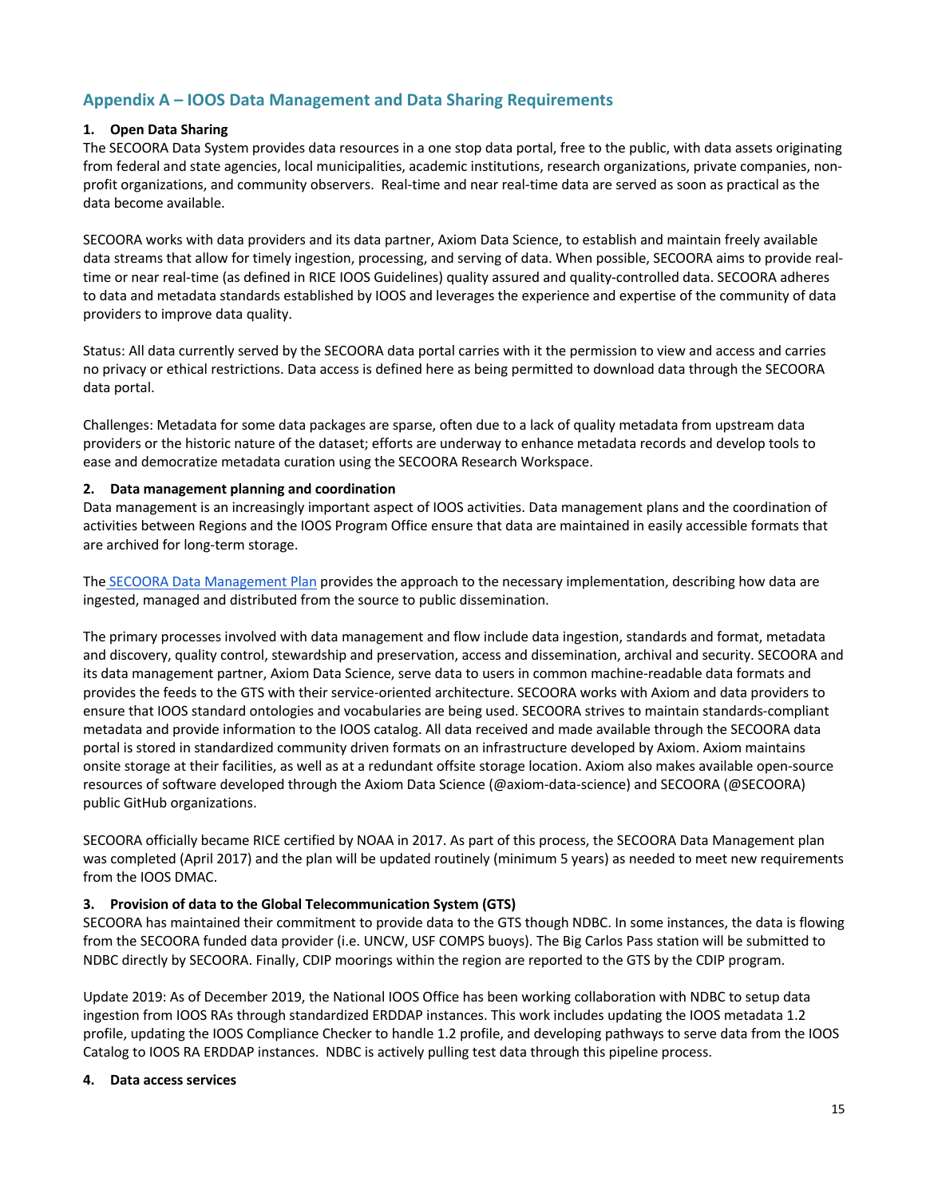## Appendix A – IOOS Data Management and Data Sharing Requirements

**1. Open Data Sharing**

The SECOORA Data System provides data resources in a one stop data portal, free to the public, with data assets originating from federal and state agencies, local municipalities, academic institutions, research organizations, private companies, non-profit organizations, and community observers. Real-time and near real-time data are served as soon as practical as the data become available.

SECOORA works with data providers and its data partner, Axiom Data Science, to establish and maintain freely available data streams that allow for timely ingestion, processing, and serving of data. When possible, SECOORA aims to provide real-time or near real-time (as defined in RICE IOOS Guidelines) quality assured and quality-controlled data. SECOORA adheres to data and metadata standards established by IOOS and leverages the experience and expertise of the community of data providers to improve data quality.

Status: All data currently served by the SECOORA data portal carries with it the permission to view and access and carries no privacy or ethical restrictions. Data access is defined here as being permitted to download data through the SECOORA data portal.

Challenges: Metadata for some data packages are sparse, often due to a lack of quality metadata from upstream data providers or the historic nature of the dataset; efforts are underway to enhance metadata records and develop tools to ease and democratize metadata curation using the SECOORA Research Workspace.

**2. Data management planning and coordination**

Data management is an increasingly important aspect of IOOS activities. Data management plans and the coordination of activities between Regions and the IOOS Program Office ensure that data are maintained in easily accessible formats that are archived for long-term storage.

The SECOORA Data Management Plan provides the approach to the necessary implementation, describing how data are ingested, managed and distributed from the source to public dissemination.

The primary processes involved with data management and flow include data ingestion, standards and format, metadata and discovery, quality control, stewardship and preservation, access and dissemination, archival and security. SECOORA and its data management partner, Axiom Data Science, serve data to users in common machine-readable data formats and provides the feeds to the GTS with their service-oriented architecture. SECOORA works with Axiom and data providers to ensure that IOOS standard ontologies and vocabularies are being used. SECOORA strives to maintain standards-compliant metadata and provide information to the IOOS catalog. All data received and made available through the SECOORA data portal is stored in standardized community driven formats on an infrastructure developed by Axiom. Axiom maintains onsite storage at their facilities, as well as at a redundant offsite storage location. Axiom also makes available open-source resources of software developed through the Axiom Data Science (@axiom-data-science) and SECOORA (@SECOORA) public GitHub organizations.

SECOORA officially became RICE certified by NOAA in 2017. As part of this process, the SECOORA Data Management plan was completed (April 2017) and the plan will be updated routinely (minimum 5 years) as needed to meet new requirements from the IOOS DMAC.

**3. Provision of data to the Global Telecommunication System (GTS)**

SECOORA has maintained their commitment to provide data to the GTS though NDBC. In some instances, the data is flowing from the SECOORA funded data provider (i.e. UNCW, USF COMPS buoys). The Big Carlos Pass station will be submitted to NDBC directly by SECOORA. Finally, CDIP moorings within the region are reported to the GTS by the CDIP program.

Update 2019: As of December 2019, the National IOOS Office has been working collaboration with NDBC to setup data ingestion from IOOS RAs through standardized ERDDAP instances. This work includes updating the IOOS metadata 1.2 profile, updating the IOOS Compliance Checker to handle 1.2 profile, and developing pathways to serve data from the IOOS Catalog to IOOS RA ERDDAP instances. NDBC is actively pulling test data through this pipeline process.

**4. Data access services**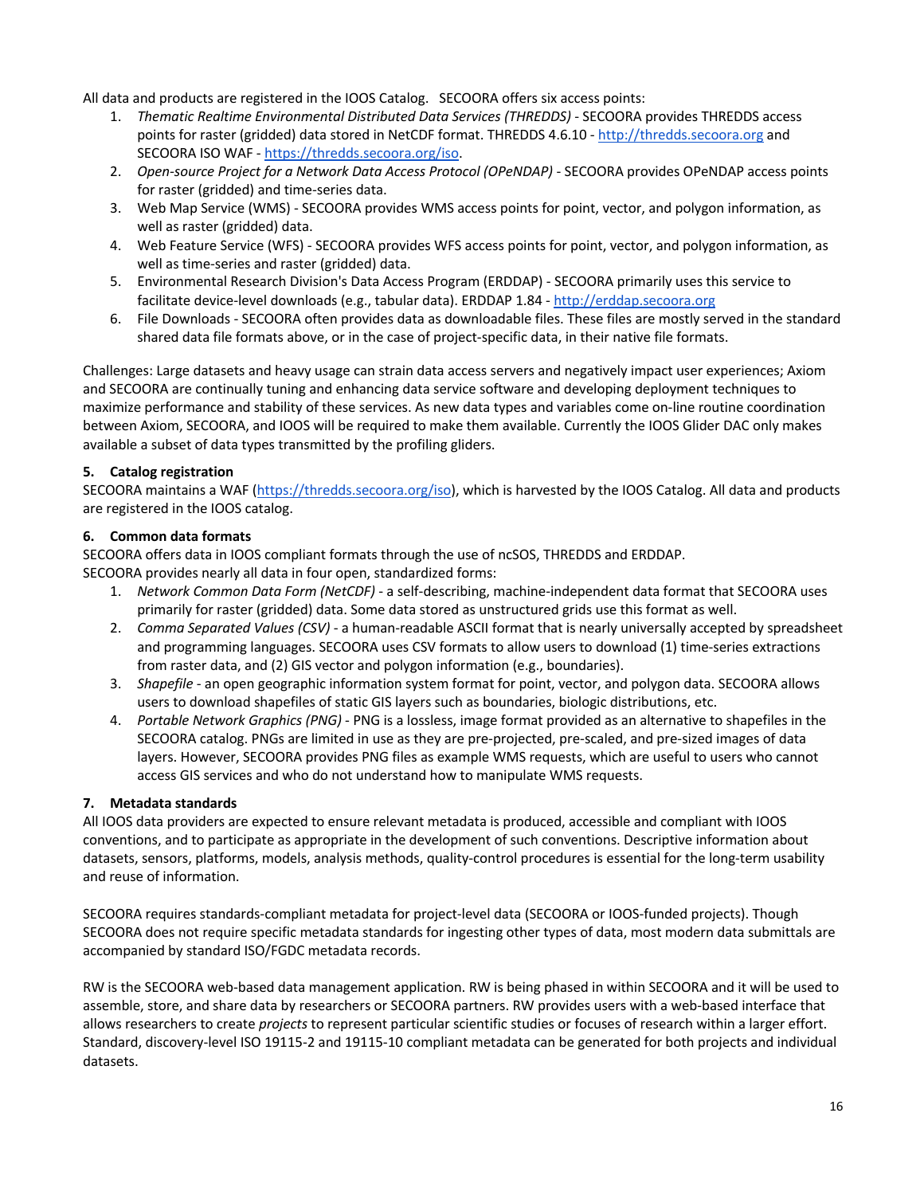All data and products are registered in the IOOS Catalog. SECOORA offers six access points:

1. *Thematic Realtime Environmental Distributed Data Services (THREDDS)* - SECOORA provides THREDDS access points for raster (gridded) data stored in NetCDF format. THREDDS 4.6.10 - http://thredds.secoora.org and SECOORA ISO WAF - https://thredds.secoora.org/iso.
2. *Open-source Project for a Network Data Access Protocol (OPeNDAP)* - SECOORA provides OPeNDAP access points for raster (gridded) and time-series data.
3. Web Map Service (WMS) - SECOORA provides WMS access points for point, vector, and polygon information, as well as raster (gridded) data.
4. Web Feature Service (WFS) - SECOORA provides WFS access points for point, vector, and polygon information, as well as time-series and raster (gridded) data.
5. Environmental Research Division's Data Access Program (ERDDAP) - SECOORA primarily uses this service to facilitate device-level downloads (e.g., tabular data). ERDDAP 1.84 - http://erddap.secoora.org
6. File Downloads - SECOORA often provides data as downloadable files. These files are mostly served in the standard shared data file formats above, or in the case of project-specific data, in their native file formats.

Challenges: Large datasets and heavy usage can strain data access servers and negatively impact user experiences; Axiom and SECOORA are continually tuning and enhancing data service software and developing deployment techniques to maximize performance and stability of these services. As new data types and variables come on-line routine coordination between Axiom, SECOORA, and IOOS will be required to make them available. Currently the IOOS Glider DAC only makes available a subset of data types transmitted by the profiling gliders.

### 5. Catalog registration

SECOORA maintains a WAF (https://thredds.secoora.org/iso), which is harvested by the IOOS Catalog. All data and products are registered in the IOOS catalog.

### 6. Common data formats

SECOORA offers data in IOOS compliant formats through the use of ncSOS, THREDDS and ERDDAP.
SECOORA provides nearly all data in four open, standardized forms:

1. *Network Common Data Form (NetCDF)* - a self-describing, machine-independent data format that SECOORA uses primarily for raster (gridded) data. Some data stored as unstructured grids use this format as well.
2. *Comma Separated Values (CSV)* - a human-readable ASCII format that is nearly universally accepted by spreadsheet and programming languages. SECOORA uses CSV formats to allow users to download (1) time-series extractions from raster data, and (2) GIS vector and polygon information (e.g., boundaries).
3. *Shapefile* - an open geographic information system format for point, vector, and polygon data. SECOORA allows users to download shapefiles of static GIS layers such as boundaries, biologic distributions, etc.
4. *Portable Network Graphics (PNG)* - PNG is a lossless, image format provided as an alternative to shapefiles in the SECOORA catalog. PNGs are limited in use as they are pre-projected, pre-scaled, and pre-sized images of data layers. However, SECOORA provides PNG files as example WMS requests, which are useful to users who cannot access GIS services and who do not understand how to manipulate WMS requests.

### 7. Metadata standards

All IOOS data providers are expected to ensure relevant metadata is produced, accessible and compliant with IOOS conventions, and to participate as appropriate in the development of such conventions. Descriptive information about datasets, sensors, platforms, models, analysis methods, quality-control procedures is essential for the long-term usability and reuse of information.

SECOORA requires standards-compliant metadata for project-level data (SECOORA or IOOS-funded projects). Though SECOORA does not require specific metadata standards for ingesting other types of data, most modern data submittals are accompanied by standard ISO/FGDC metadata records.

RW is the SECOORA web-based data management application. RW is being phased in within SECOORA and it will be used to assemble, store, and share data by researchers or SECOORA partners. RW provides users with a web-based interface that allows researchers to create *projects* to represent particular scientific studies or focuses of research within a larger effort. Standard, discovery-level ISO 19115-2 and 19115-10 compliant metadata can be generated for both projects and individual datasets.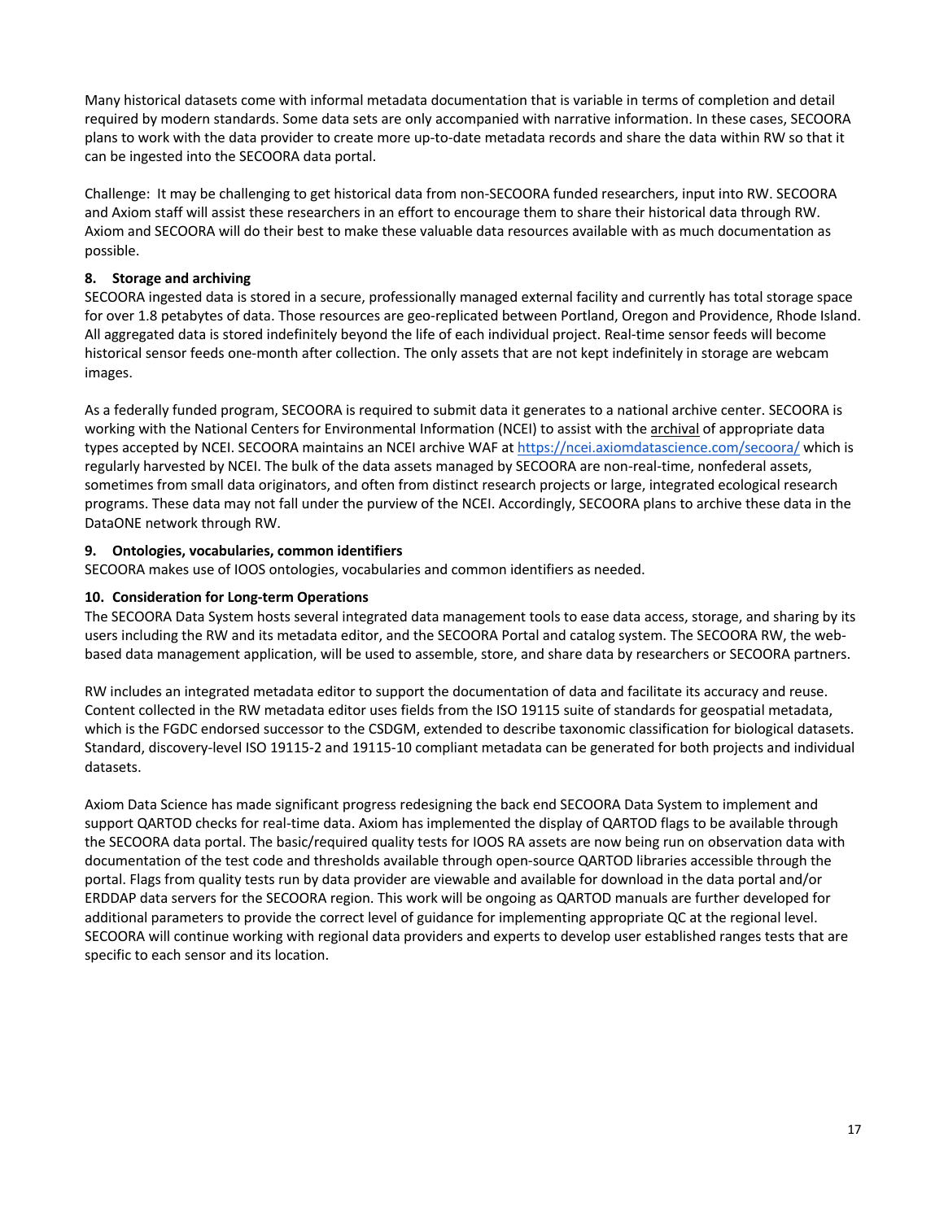Many historical datasets come with informal metadata documentation that is variable in terms of completion and detail required by modern standards. Some data sets are only accompanied with narrative information. In these cases, SECOORA plans to work with the data provider to create more up-to-date metadata records and share the data within RW so that it can be ingested into the SECOORA data portal.

Challenge: It may be challenging to get historical data from non-SECOORA funded researchers, input into RW. SECOORA and Axiom staff will assist these researchers in an effort to encourage them to share their historical data through RW. Axiom and SECOORA will do their best to make these valuable data resources available with as much documentation as possible.

**8. Storage and archiving**

SECOORA ingested data is stored in a secure, professionally managed external facility and currently has total storage space for over 1.8 petabytes of data. Those resources are geo-replicated between Portland, Oregon and Providence, Rhode Island. All aggregated data is stored indefinitely beyond the life of each individual project. Real-time sensor feeds will become historical sensor feeds one-month after collection. The only assets that are not kept indefinitely in storage are webcam images.

As a federally funded program, SECOORA is required to submit data it generates to a national archive center. SECOORA is working with the National Centers for Environmental Information (NCEI) to assist with the archival of appropriate data types accepted by NCEI. SECOORA maintains an NCEI archive WAF at https://ncei.axiomdatascience.com/secoora/ which is regularly harvested by NCEI. The bulk of the data assets managed by SECOORA are non-real-time, nonfederal assets, sometimes from small data originators, and often from distinct research projects or large, integrated ecological research programs. These data may not fall under the purview of the NCEI. Accordingly, SECOORA plans to archive these data in the DataONE network through RW.

**9. Ontologies, vocabularies, common identifiers**

SECOORA makes use of IOOS ontologies, vocabularies and common identifiers as needed.

**10. Consideration for Long-term Operations**

The SECOORA Data System hosts several integrated data management tools to ease data access, storage, and sharing by its users including the RW and its metadata editor, and the SECOORA Portal and catalog system. The SECOORA RW, the web-based data management application, will be used to assemble, store, and share data by researchers or SECOORA partners.

RW includes an integrated metadata editor to support the documentation of data and facilitate its accuracy and reuse. Content collected in the RW metadata editor uses fields from the ISO 19115 suite of standards for geospatial metadata, which is the FGDC endorsed successor to the CSDGM, extended to describe taxonomic classification for biological datasets. Standard, discovery-level ISO 19115-2 and 19115-10 compliant metadata can be generated for both projects and individual datasets.

Axiom Data Science has made significant progress redesigning the back end SECOORA Data System to implement and support QARTOD checks for real-time data. Axiom has implemented the display of QARTOD flags to be available through the SECOORA data portal. The basic/required quality tests for IOOS RA assets are now being run on observation data with documentation of the test code and thresholds available through open-source QARTOD libraries accessible through the portal. Flags from quality tests run by data provider are viewable and available for download in the data portal and/or ERDDAP data servers for the SECOORA region. This work will be ongoing as QARTOD manuals are further developed for additional parameters to provide the correct level of guidance for implementing appropriate QC at the regional level. SECOORA will continue working with regional data providers and experts to develop user established ranges tests that are specific to each sensor and its location.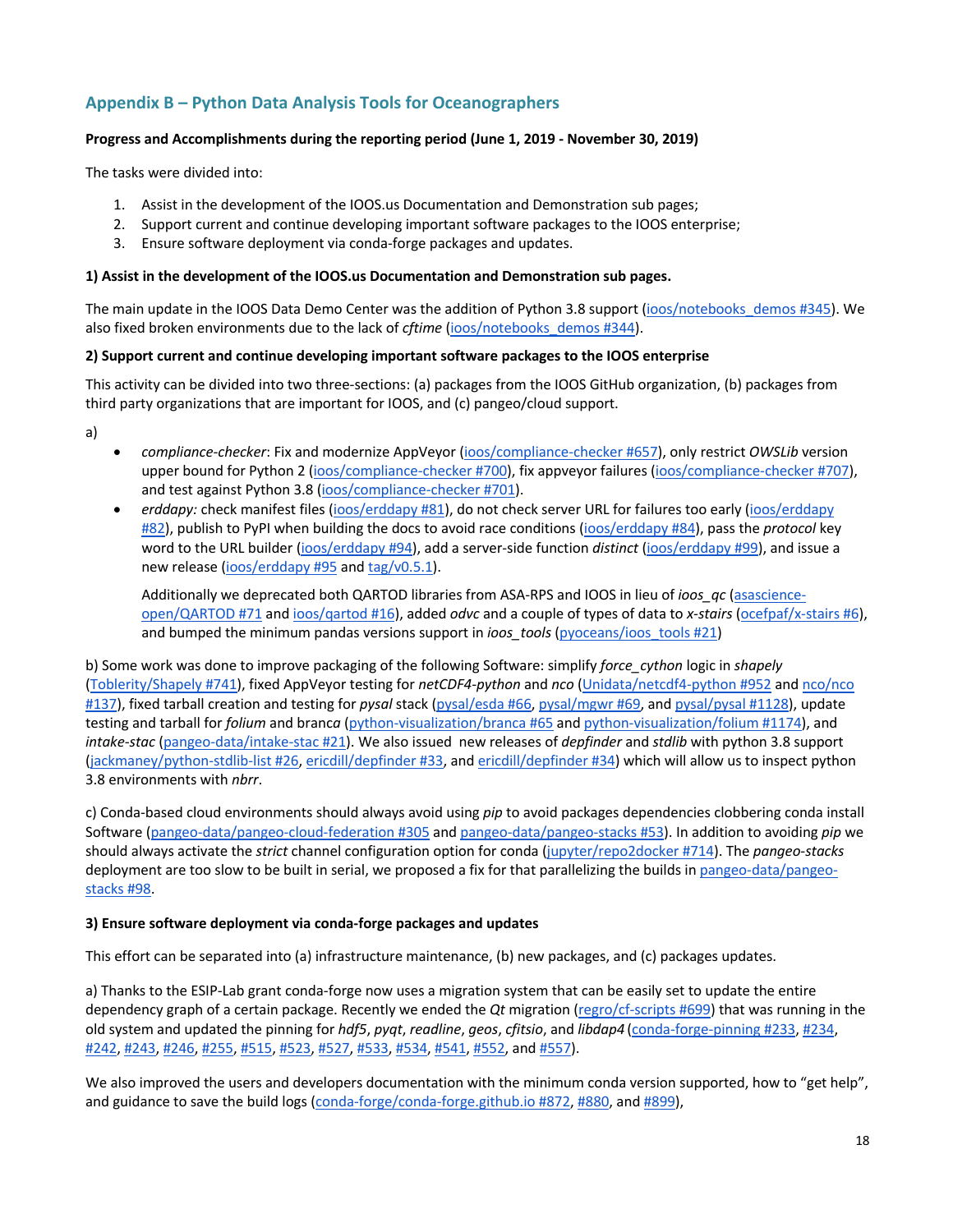## Appendix B – Python Data Analysis Tools for Oceanographers

**Progress and Accomplishments during the reporting period (June 1, 2019 - November 30, 2019)**

The tasks were divided into:

1. Assist in the development of the IOOS.us Documentation and Demonstration sub pages;
2. Support current and continue developing important software packages to the IOOS enterprise;
3. Ensure software deployment via conda-forge packages and updates.

**1) Assist in the development of the IOOS.us Documentation and Demonstration sub pages.**

The main update in the IOOS Data Demo Center was the addition of Python 3.8 support (ioos/notebooks_demos #345). We also fixed broken environments due to the lack of *cftime* (ioos/notebooks_demos #344).

**2) Support current and continue developing important software packages to the IOOS enterprise**

This activity can be divided into two three-sections: (a) packages from the IOOS GitHub organization, (b) packages from third party organizations that are important for IOOS, and (c) pangeo/cloud support.

a)

- *compliance-checker*: Fix and modernize AppVeyor (ioos/compliance-checker #657), only restrict *OWSLib* version upper bound for Python 2 (ioos/compliance-checker #700), fix appveyor failures (ioos/compliance-checker #707), and test against Python 3.8 (ioos/compliance-checker #701).
- *erddapy:* check manifest files (ioos/erddapy #81), do not check server URL for failures too early (ioos/erddapy #82), publish to PyPI when building the docs to avoid race conditions (ioos/erddapy #84), pass the *protocol* key word to the URL builder (ioos/erddapy #94), add a server-side function *distinct* (ioos/erddapy #99), and issue a new release (ioos/erddapy #95 and tag/v0.5.1).

  Additionally we deprecated both QARTOD libraries from ASA-RPS and IOOS in lieu of *ioos_qc* (asascience-open/QARTOD #71 and ioos/qartod #16), added *odvc* and a couple of types of data to *x-stairs* (ocefpaf/x-stairs #6), and bumped the minimum pandas versions support in *ioos_tools* (pyoceans/ioos_tools #21)

b) Some work was done to improve packaging of the following Software: simplify *force_cython* logic in *shapely* (Toblerity/Shapely #741), fixed AppVeyor testing for *netCDF4-python* and *nco* (Unidata/netcdf4-python #952 and nco/nco #137), fixed tarball creation and testing for *pysal* stack (pysal/esda #66, pysal/mgwr #69, and pysal/pysal #1128), update testing and tarball for *folium* and branc*a* (python-visualization/branca #65 and python-visualization/folium #1174), and *intake-stac* (pangeo-data/intake-stac #21). We also issued new releases of *depfinder* and *stdlib* with python 3.8 support (jackmaney/python-stdlib-list #26, ericdill/depfinder #33, and ericdill/depfinder #34) which will allow us to inspect python 3.8 environments with *nbrr*.

c) Conda-based cloud environments should always avoid using *pip* to avoid packages dependencies clobbering conda install Software (pangeo-data/pangeo-cloud-federation #305 and pangeo-data/pangeo-stacks #53). In addition to avoiding *pip* we should always activate the *strict* channel configuration option for conda (jupyter/repo2docker #714). The *pangeo-stacks* deployment are too slow to be built in serial, we proposed a fix for that parallelizing the builds in pangeo-data/pangeo-stacks #98.

**3) Ensure software deployment via conda-forge packages and updates**

This effort can be separated into (a) infrastructure maintenance, (b) new packages, and (c) packages updates.

a) Thanks to the ESIP-Lab grant conda-forge now uses a migration system that can be easily set to update the entire dependency graph of a certain package. Recently we ended the *Qt* migration (regro/cf-scripts #699) that was running in the old system and updated the pinning for *hdf5*, *pyqt*, *readline*, *geos*, *cfitsio*, and *libdap4* (conda-forge-pinning #233, #234, #242, #243, #246, #255, #515, #523, #527, #533, #534, #541, #552, and #557).

We also improved the users and developers documentation with the minimum conda version supported, how to "get help", and guidance to save the build logs (conda-forge/conda-forge.github.io #872, #880, and #899),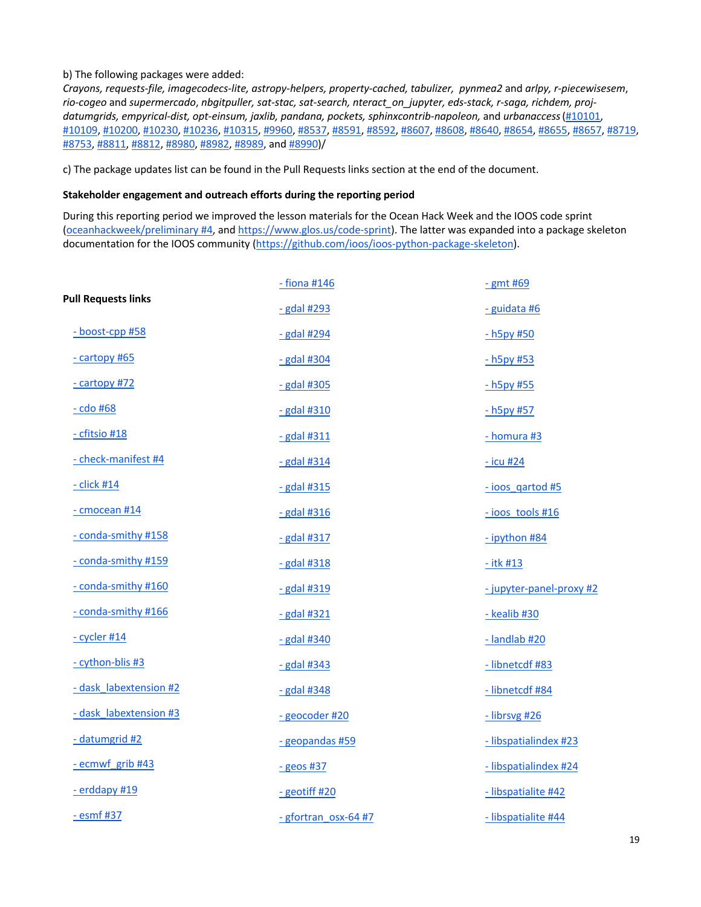b) The following packages were added:
*Crayons, requests-file, imagecodecs-lite, astropy-helpers, property-cached, tabulizer, pynmea2* and *arlpy, r-piecewisesem, rio-cogeo* and *supermercado*, *nbgitpuller, sat-stac, sat-search, nteract_on_jupyter, eds-stack, r-saga, richdem, proj-datumgrids, empyrical-dist, opt-einsum, jaxlib, pandana, pockets, sphinxcontrib-napoleon,* and *urbanaccess* (#10101, #10109, #10200, #10230, #10236, #10315, #9960, #8537, #8591, #8592, #8607, #8608, #8640, #8654, #8655, #8657, #8719, #8753, #8811, #8812, #8980, #8982, #8989, and #8990)/

c) The package updates list can be found in the Pull Requests links section at the end of the document.

**Stakeholder engagement and outreach efforts during the reporting period**

During this reporting period we improved the lesson materials for the Ocean Hack Week and the IOOS code sprint (oceanhackweek/preliminary #4, and https://www.glos.us/code-sprint). The latter was expanded into a package skeleton documentation for the IOOS community (https://github.com/ioos/ioos-python-package-skeleton).

**Pull Requests links**

- boost-cpp #58
- cartopy #65
- cartopy #72
- cdo #68
- cfitsio #18
- check-manifest #4
- click #14
- cmocean #14
- conda-smithy #158
- conda-smithy #159
- conda-smithy #160
- conda-smithy #166
- cycler #14
- cython-blis #3
- dask_labextension #2
- dask_labextension #3
- datumgrid #2
- ecmwf_grib #43
- erddapy #19
- esmf #37
- fiona #146
- gdal #293
- gdal #294
- gdal #304
- gdal #305
- gdal #310
- gdal #311
- gdal #314
- gdal #315
- gdal #316
- gdal #317
- gdal #318
- gdal #319
- gdal #321
- gdal #340
- gdal #343
- gdal #348
- geocoder #20
- geopandas #59
- geos #37
- geotiff #20
- gfortran_osx-64 #7
- gmt #69
- guidata #6
- h5py #50
- h5py #53
- h5py #55
- h5py #57
- homura #3
- icu #24
- ioos_qartod #5
- ioos_tools #16
- ipython #84
- itk #13
- jupyter-panel-proxy #2
- kealib #30
- landlab #20
- libnetcdf #83
- libnetcdf #84
- librsvg #26
- libspatialindex #23
- libspatialindex #24
- libspatialite #42
- libspatialite #44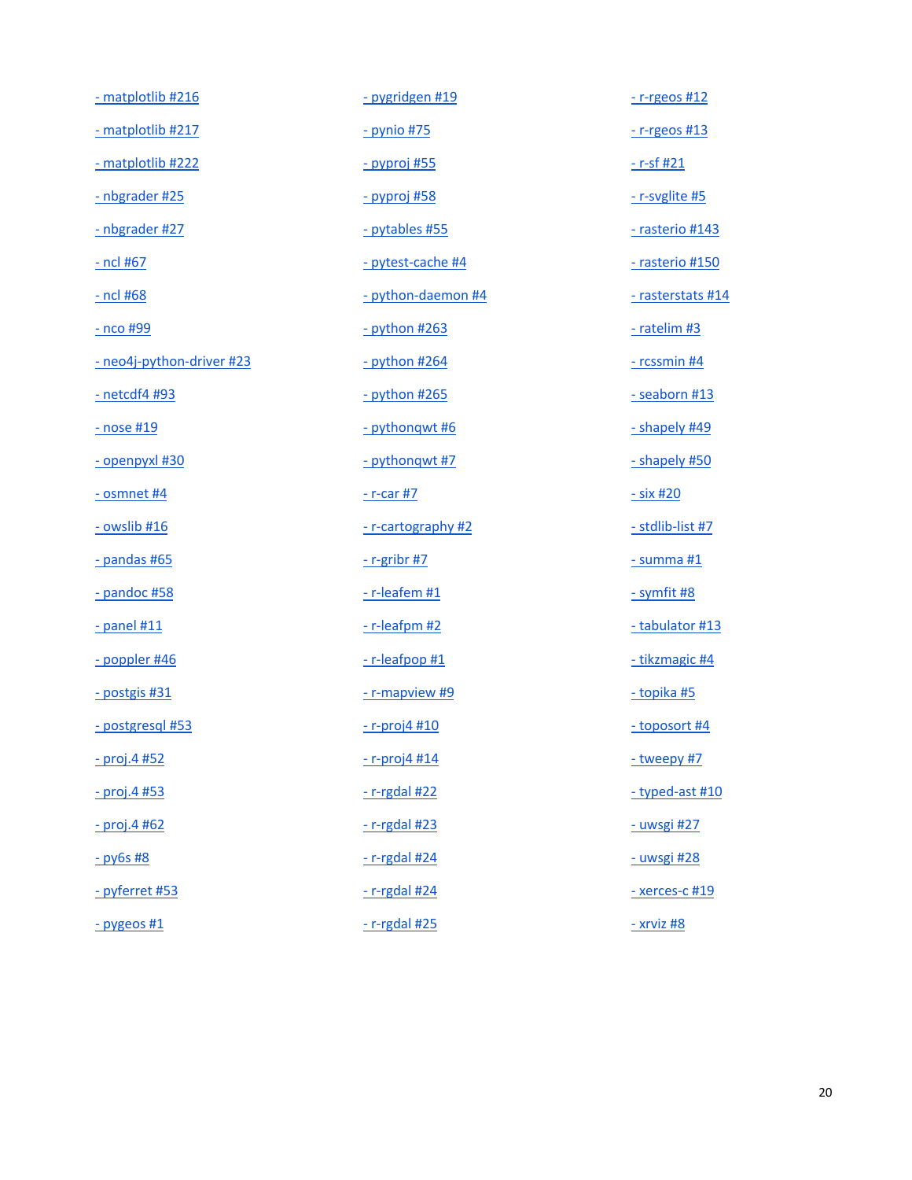- matplotlib #216
- matplotlib #217
- matplotlib #222
- nbgrader #25
- nbgrader #27
- ncl #67
- ncl #68
- nco #99
- neo4j-python-driver #23
- netcdf4 #93
- nose #19
- openpyxl #30
- osmnet #4
- owslib #16
- pandas #65
- pandoc #58
- panel #11
- poppler #46
- postgis #31
- postgresql #53
- proj.4 #52
- proj.4 #53
- proj.4 #62
- py6s #8
- pyferret #53
- pygeos #1
- pygridgen #19
- pynio #75
- pyproj #55
- pyproj #58
- pytables #55
- pytest-cache #4
- python-daemon #4
- python #263
- python #264
- python #265
- pythonqwt #6
- pythonqwt #7
- r-car #7
- r-cartography #2
- r-gribr #7
- r-leafem #1
- r-leafpm #2
- r-leafpop #1
- r-mapview #9
- r-proj4 #10
- r-proj4 #14
- r-rgdal #22
- r-rgdal #23
- r-rgdal #24
- r-rgdal #24
- r-rgdal #25
- r-rgeos #12
- r-rgeos #13
- r-sf #21
- r-svglite #5
- rasterio #143
- rasterio #150
- rasterstats #14
- ratelim #3
- rcssmin #4
- seaborn #13
- shapely #49
- shapely #50
- six #20
- stdlib-list #7
- summa #1
- symfit #8
- tabulator #13
- tikzmagic #4
- topika #5
- toposort #4
- tweepy #7
- typed-ast #10
- uwsgi #27
- uwsgi #28
- xerces-c #19
- xrviz #8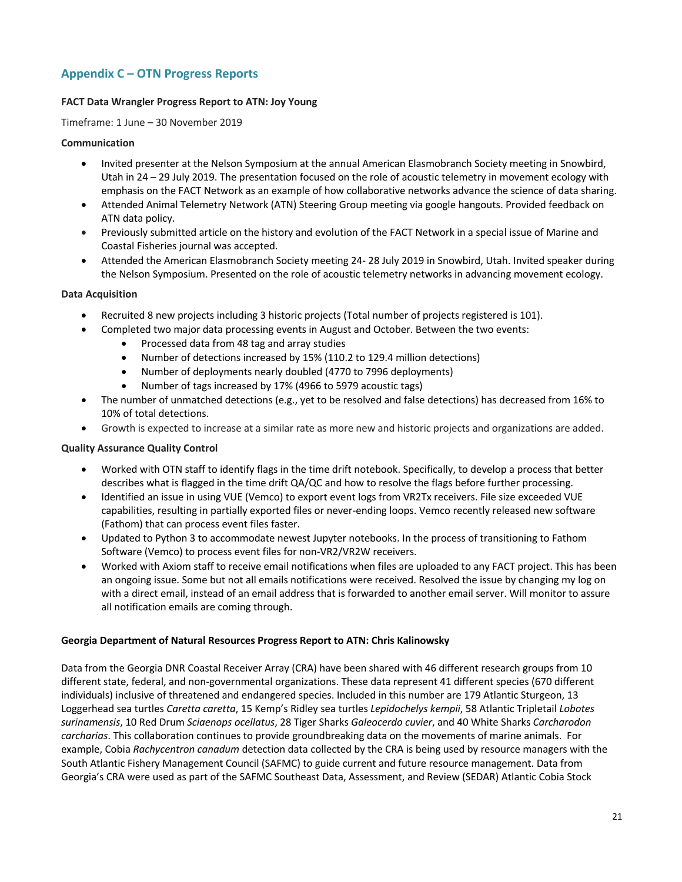## Appendix C – OTN Progress Reports

**FACT Data Wrangler Progress Report to ATN: Joy Young**

Timeframe: 1 June – 30 November 2019

**Communication**

- Invited presenter at the Nelson Symposium at the annual American Elasmobranch Society meeting in Snowbird, Utah in 24 – 29 July 2019. The presentation focused on the role of acoustic telemetry in movement ecology with emphasis on the FACT Network as an example of how collaborative networks advance the science of data sharing.
- Attended Animal Telemetry Network (ATN) Steering Group meeting via google hangouts. Provided feedback on ATN data policy.
- Previously submitted article on the history and evolution of the FACT Network in a special issue of Marine and Coastal Fisheries journal was accepted.
- Attended the American Elasmobranch Society meeting 24- 28 July 2019 in Snowbird, Utah. Invited speaker during the Nelson Symposium. Presented on the role of acoustic telemetry networks in advancing movement ecology.

**Data Acquisition**

- Recruited 8 new projects including 3 historic projects (Total number of projects registered is 101).
- Completed two major data processing events in August and October. Between the two events:
    - Processed data from 48 tag and array studies
    - Number of detections increased by 15% (110.2 to 129.4 million detections)
    - Number of deployments nearly doubled (4770 to 7996 deployments)
    - Number of tags increased by 17% (4966 to 5979 acoustic tags)
- The number of unmatched detections (e.g., yet to be resolved and false detections) has decreased from 16% to 10% of total detections.
- Growth is expected to increase at a similar rate as more new and historic projects and organizations are added.

**Quality Assurance Quality Control**

- Worked with OTN staff to identify flags in the time drift notebook. Specifically, to develop a process that better describes what is flagged in the time drift QA/QC and how to resolve the flags before further processing.
- Identified an issue in using VUE (Vemco) to export event logs from VR2Tx receivers. File size exceeded VUE capabilities, resulting in partially exported files or never-ending loops. Vemco recently released new software (Fathom) that can process event files faster.
- Updated to Python 3 to accommodate newest Jupyter notebooks. In the process of transitioning to Fathom Software (Vemco) to process event files for non-VR2/VR2W receivers.
- Worked with Axiom staff to receive email notifications when files are uploaded to any FACT project. This has been an ongoing issue. Some but not all emails notifications were received. Resolved the issue by changing my log on with a direct email, instead of an email address that is forwarded to another email server. Will monitor to assure all notification emails are coming through.

**Georgia Department of Natural Resources Progress Report to ATN: Chris Kalinowsky**

Data from the Georgia DNR Coastal Receiver Array (CRA) have been shared with 46 different research groups from 10 different state, federal, and non-governmental organizations. These data represent 41 different species (670 different individuals) inclusive of threatened and endangered species. Included in this number are 179 Atlantic Sturgeon, 13 Loggerhead sea turtles *Caretta caretta*, 15 Kemp's Ridley sea turtles *Lepidochelys kempii*, 58 Atlantic Tripletail *Lobotes surinamensis*, 10 Red Drum *Sciaenops ocellatus*, 28 Tiger Sharks *Galeocerdo cuvier*, and 40 White Sharks *Carcharodon carcharias*. This collaboration continues to provide groundbreaking data on the movements of marine animals. For example, Cobia *Rachycentron canadum* detection data collected by the CRA is being used by resource managers with the South Atlantic Fishery Management Council (SAFMC) to guide current and future resource management. Data from Georgia's CRA were used as part of the SAFMC Southeast Data, Assessment, and Review (SEDAR) Atlantic Cobia Stock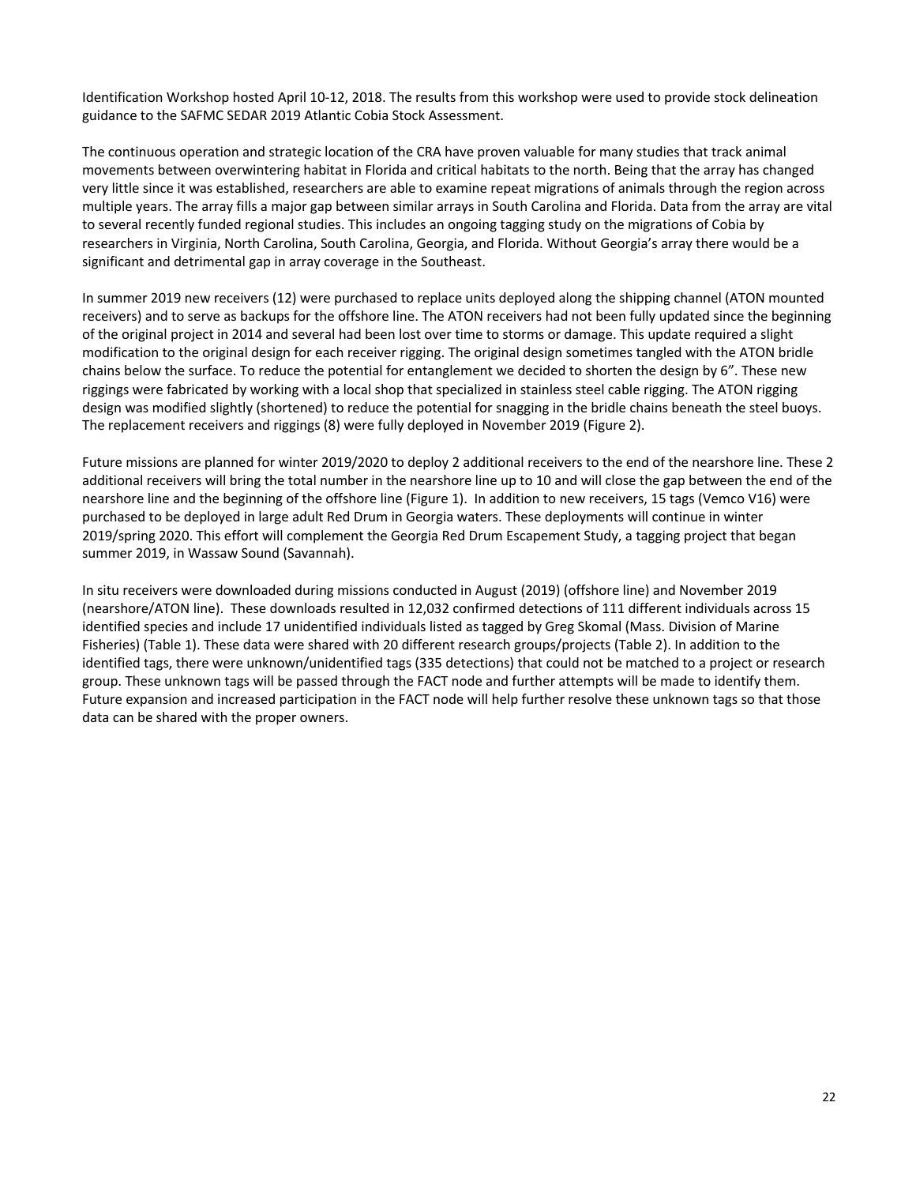Identification Workshop hosted April 10-12, 2018. The results from this workshop were used to provide stock delineation guidance to the SAFMC SEDAR 2019 Atlantic Cobia Stock Assessment.

The continuous operation and strategic location of the CRA have proven valuable for many studies that track animal movements between overwintering habitat in Florida and critical habitats to the north. Being that the array has changed very little since it was established, researchers are able to examine repeat migrations of animals through the region across multiple years. The array fills a major gap between similar arrays in South Carolina and Florida. Data from the array are vital to several recently funded regional studies. This includes an ongoing tagging study on the migrations of Cobia by researchers in Virginia, North Carolina, South Carolina, Georgia, and Florida. Without Georgia's array there would be a significant and detrimental gap in array coverage in the Southeast.

In summer 2019 new receivers (12) were purchased to replace units deployed along the shipping channel (ATON mounted receivers) and to serve as backups for the offshore line. The ATON receivers had not been fully updated since the beginning of the original project in 2014 and several had been lost over time to storms or damage. This update required a slight modification to the original design for each receiver rigging. The original design sometimes tangled with the ATON bridle chains below the surface. To reduce the potential for entanglement we decided to shorten the design by 6". These new riggings were fabricated by working with a local shop that specialized in stainless steel cable rigging. The ATON rigging design was modified slightly (shortened) to reduce the potential for snagging in the bridle chains beneath the steel buoys. The replacement receivers and riggings (8) were fully deployed in November 2019 (Figure 2).

Future missions are planned for winter 2019/2020 to deploy 2 additional receivers to the end of the nearshore line. These 2 additional receivers will bring the total number in the nearshore line up to 10 and will close the gap between the end of the nearshore line and the beginning of the offshore line (Figure 1). In addition to new receivers, 15 tags (Vemco V16) were purchased to be deployed in large adult Red Drum in Georgia waters. These deployments will continue in winter 2019/spring 2020. This effort will complement the Georgia Red Drum Escapement Study, a tagging project that began summer 2019, in Wassaw Sound (Savannah).

In situ receivers were downloaded during missions conducted in August (2019) (offshore line) and November 2019 (nearshore/ATON line). These downloads resulted in 12,032 confirmed detections of 111 different individuals across 15 identified species and include 17 unidentified individuals listed as tagged by Greg Skomal (Mass. Division of Marine Fisheries) (Table 1). These data were shared with 20 different research groups/projects (Table 2). In addition to the identified tags, there were unknown/unidentified tags (335 detections) that could not be matched to a project or research group. These unknown tags will be passed through the FACT node and further attempts will be made to identify them. Future expansion and increased participation in the FACT node will help further resolve these unknown tags so that those data can be shared with the proper owners.